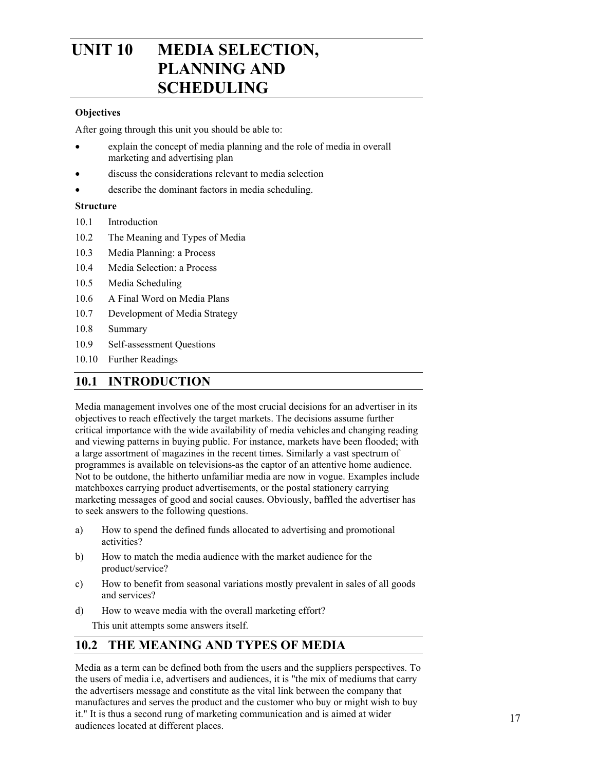# UNIT 10 MEDIA SELECTION, PLANNING AND SCHEDULING

**Objectives**

After going through this unit you should be able to:

- explain the concept of media planning and the role of media in overall marketing and advertising plan
- discuss the considerations relevant to media selection
- describe the dominant factors in media scheduling.

**Structure**

10.1 Introduction

10.2 The Meaning and Types of Media

10.3 Media Planning: a Process

10.4 Media Selection: a Process

10.5 Media Scheduling

10.6 A Final Word on Media Plans

10.7 Development of Media Strategy

10.8 Summary

10.9 Self-assessment Questions

10.10 Further Readings

## 10.1 INTRODUCTION

Media management involves one of the most crucial decisions for an advertiser in its objectives to reach effectively the target markets. The decisions assume further critical importance with the wide availability of media vehicles and changing reading and viewing patterns in buying public. For instance, markets have been flooded; with a large assortment of magazines in the recent times. Similarly a vast spectrum of programmes is available on televisions-as the captor of an attentive home audience. Not to be outdone, the hitherto unfamiliar media are now in vogue. Examples include matchboxes carrying product advertisements, or the postal stationery carrying marketing messages of good and social causes. Obviously, baffled the advertiser has to seek answers to the following questions.

a) How to spend the defined funds allocated to advertising and promotional activities?

b) How to match the media audience with the market audience for the product/service?

c) How to benefit from seasonal variations mostly prevalent in sales of all goods and services?

d) How to weave media with the overall marketing effort?

This unit attempts some answers itself.

## 10.2 THE MEANING AND TYPES OF MEDIA

Media as a term can be defined both from the users and the suppliers perspectives. To the users of media i.e, advertisers and audiences, it is "the mix of mediums that carry the advertisers message and constitute as the vital link between the company that manufactures and serves the product and the customer who buy or might wish to buy it." It is thus a second rung of marketing communication and is aimed at wider audiences located at different places.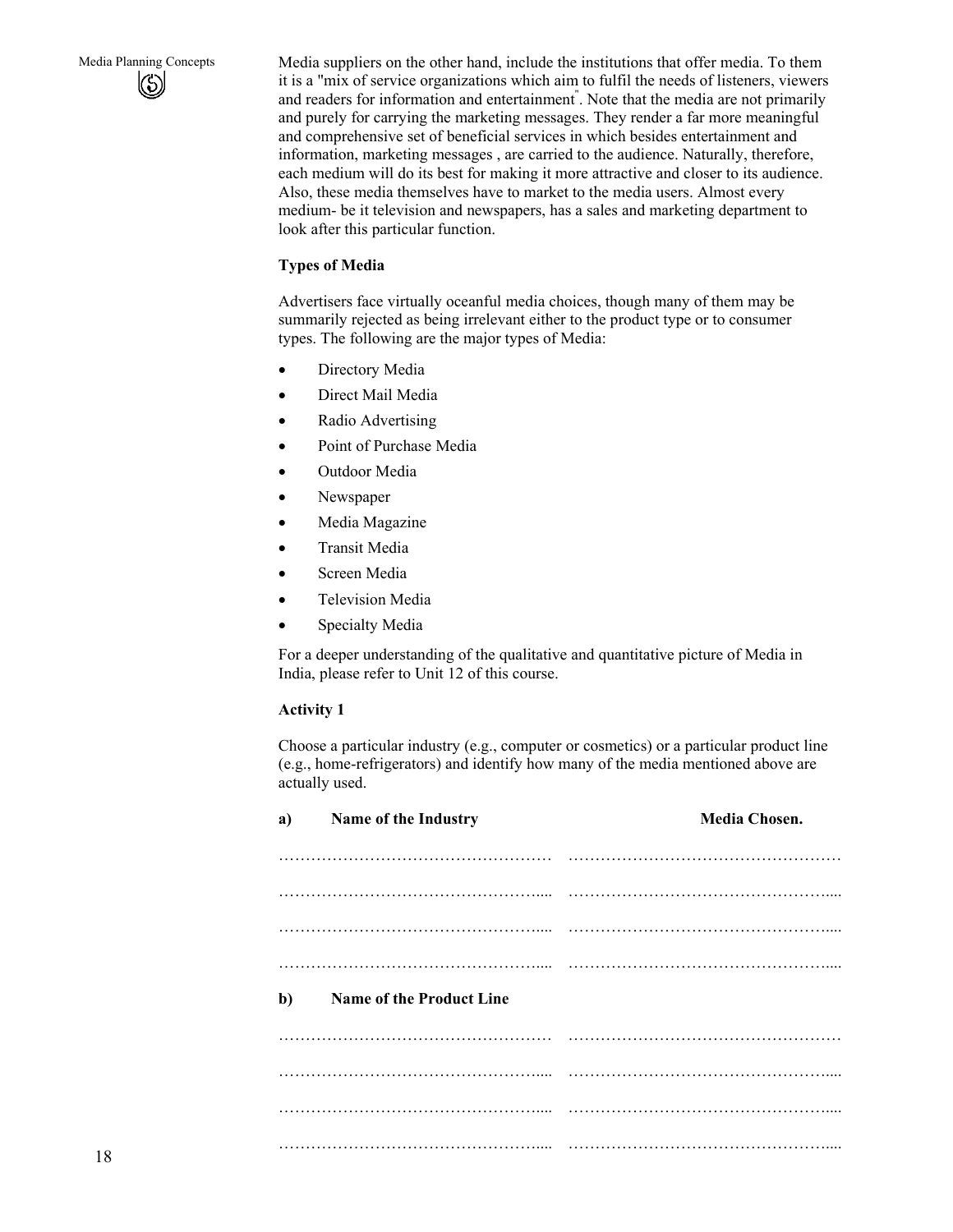Media suppliers on the other hand, include the institutions that offer media. To them it is a "mix of service organizations which aim to fulfil the needs of listeners, viewers and readers for information and entertainment". Note that the media are not primarily and purely for carrying the marketing messages. They render a far more meaningful and comprehensive set of beneficial services in which besides entertainment and information, marketing messages , are carried to the audience. Naturally, therefore, each medium will do its best for making it more attractive and closer to its audience. Also, these media themselves have to market to the media users. Almost every medium- be it television and newspapers, has a sales and marketing department to look after this particular function.

**Types of Media**

Advertisers face virtually oceanful media choices, though many of them may be summarily rejected as being irrelevant either to the product type or to consumer types. The following are the major types of Media:

- Directory Media
- Direct Mail Media
- Radio Advertising
- Point of Purchase Media
- Outdoor Media
- Newspaper
- Media Magazine
- Transit Media
- Screen Media
- Television Media
- Specialty Media

For a deeper understanding of the qualitative and quantitative picture of Media in India, please refer to Unit 12 of this course.

**Activity 1**

Choose a particular industry (e.g., computer or cosmetics) or a particular product line (e.g., home-refrigerators) and identify how many of the media mentioned above are actually used.

| a) **Name of the Industry** | **Media Chosen.** |
|---|---|
| ……………………………………………… | ……………………………………………… |
| ……………………………………………… | ……………………………………………… |
| ……………………………………………… | ……………………………………………… |
| ……………………………………………… | ……………………………………………… |

| b) **Name of the Product Line** | |
|---|---|
| ……………………………………………… | ……………………………………………… |
| ……………………………………………… | ……………………………………………… |
| ……………………………………………… | ……………………………………………… |
| ……………………………………………… | ……………………………………………… |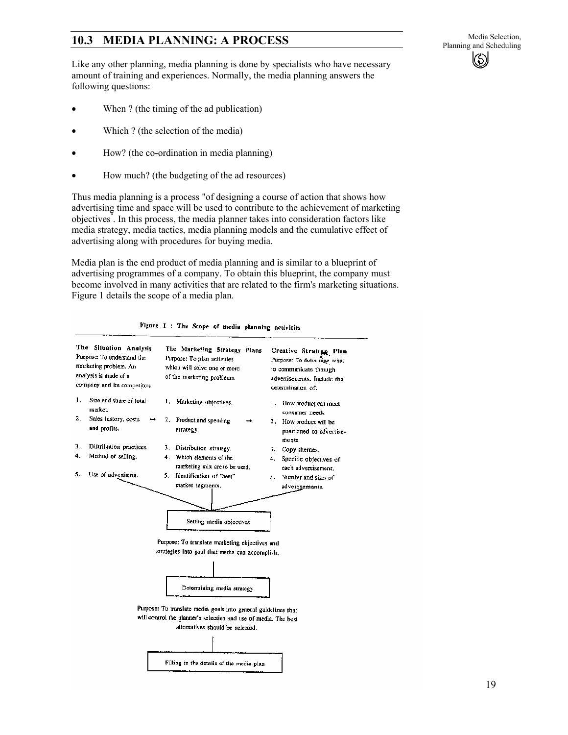## 10.3 MEDIA PLANNING: A PROCESS

Like any other planning, media planning is done by specialists who have necessary amount of training and experiences. Normally, the media planning answers the following questions:

- When ? (the timing of the ad publication)
- Which ? (the selection of the media)
- How? (the co-ordination in media planning)
- How much? (the budgeting of the ad resources)

Thus media planning is a process "of designing a course of action that shows how advertising time and space will be used to contribute to the achievement of marketing objectives". In this process, the media planner takes into consideration factors like media strategy, media tactics, media planning models and the cumulative effect of advertising along with procedures for buying media.

Media plan is the end product of media planning and is similar to a blueprint of advertising programmes of a company. To obtain this blueprint, the company must become involved in many activities that are related to the firm's marketing situations. Figure 1 details the scope of a media plan.

**Figure I : The Scope of media planning activities**

| The Situation Analysis | The Marketing Strategy Plans | Creative Strategy Plan |
|---|---|---|
| Purpose: To understand the marketing problem. An analysis is made of a company and its competitors | Purpose: To plan activities which will solve one or more of the marketing problems. | Purpose: To determine what to communicate through advertisements. Include the determination of. |
| 1. Size and share of total market. | 1. Marketing objectives. | 1. How product can meet consumer needs. |
| 2. Sales history, costs and profits. | 2. Product and spending strategy. | 2. How product will be positioned to advertisements. |
| 3. Distribution practices. | 3. Distribution strategy. | 3. Copy themes. |
| 4. Method of selling. | 4. Which elements of the marketing mix are to be used. | 4. Specific objectives of each advertisement. |
| 5. Use of advertising. | 5. Identification of "best" market segments. | 5. Number and sizes of advertisements. |

↓

**Setting media objectives**

Purpose: To translate marketing objectives and strategies into goal that media can accomplish.

↓

**Determining media strategy**

Purpose: To translate media goals into general guidelines that will control the planner's selection and use of media. The best alternatives should be selected.

↓

**Filling in the details of the media plan**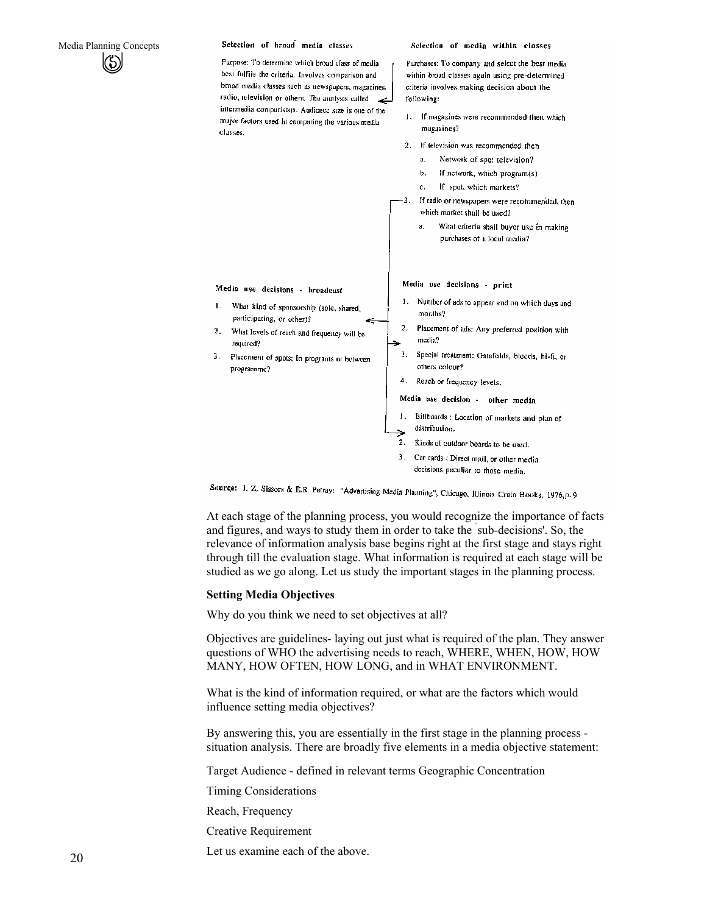**Selection of broad media classes**

Purpose: To determine which broad class of media best fulfils the criteria. Involves comparison and broad media classes such as newspapers, magazines, radio, television or others. The analysis called intermedia comparisons. Audience size is one of the major factors used in comparing the various media classes.

**Selection of media within classes**

Purchases: To company and select the best media within broad classes again using pre-determined criteria involves making decision about the following:

1. If magazines were recommended then which magazines?
2. If television was recommended then
   a. Network of spot television?
   b. If network, which program(s)
   c. If spot, which markets?
3. If radio or newspapers were recommended, then which market shall be used?
   a. What criteria shall buyer use in making purchases of a local media?

**Media use decisions - broadcast**

1. What kind of sponsorship (sole, shared, participating, or other)?
2. What levels of reach and frequency will be required?
3. Placement of spots: In programs or between programme?

**Media use decisions - print**

1. Number of ads to appear and on which days and months?
2. Placement of ads: Any preferred position with media?
3. Special treatment: Gatefolds, bleeds, hi-fi, or others colour?
4. Reach or frequency levels.

**Media use decision - other media**

1. Billboards : Location of markets and plan of distribution.
2. Kinds of outdoor boards to be used.
3. Car cards : Direct mail, or other media decisions peculiar to those media.

Source: J. Z. Sissors & E.R. Petray: "Advertising Media Planning", Chicago, Illinois Crain Books, 1976, p. 9

At each stage of the planning process, you would recognize the importance of facts and figures, and ways to study them in order to take the 'sub-decisions'. So, the relevance of information analysis base begins right at the first stage and stays right through till the evaluation stage. What information is required at each stage will be studied as we go along. Let us study the important stages in the planning process.

**Setting Media Objectives**

Why do you think we need to set objectives at all?

Objectives are guidelines- laying out just what is required of the plan. They answer questions of WHO the advertising needs to reach, WHERE, WHEN, HOW, HOW MANY, HOW OFTEN, HOW LONG, and in WHAT ENVIRONMENT.

What is the kind of information required, or what are the factors which would influence setting media objectives?

By answering this, you are essentially in the first stage in the planning process - situation analysis. There are broadly five elements in a media objective statement:

Target Audience - defined in relevant terms Geographic Concentration

Timing Considerations

Reach, Frequency

Creative Requirement

Let us examine each of the above.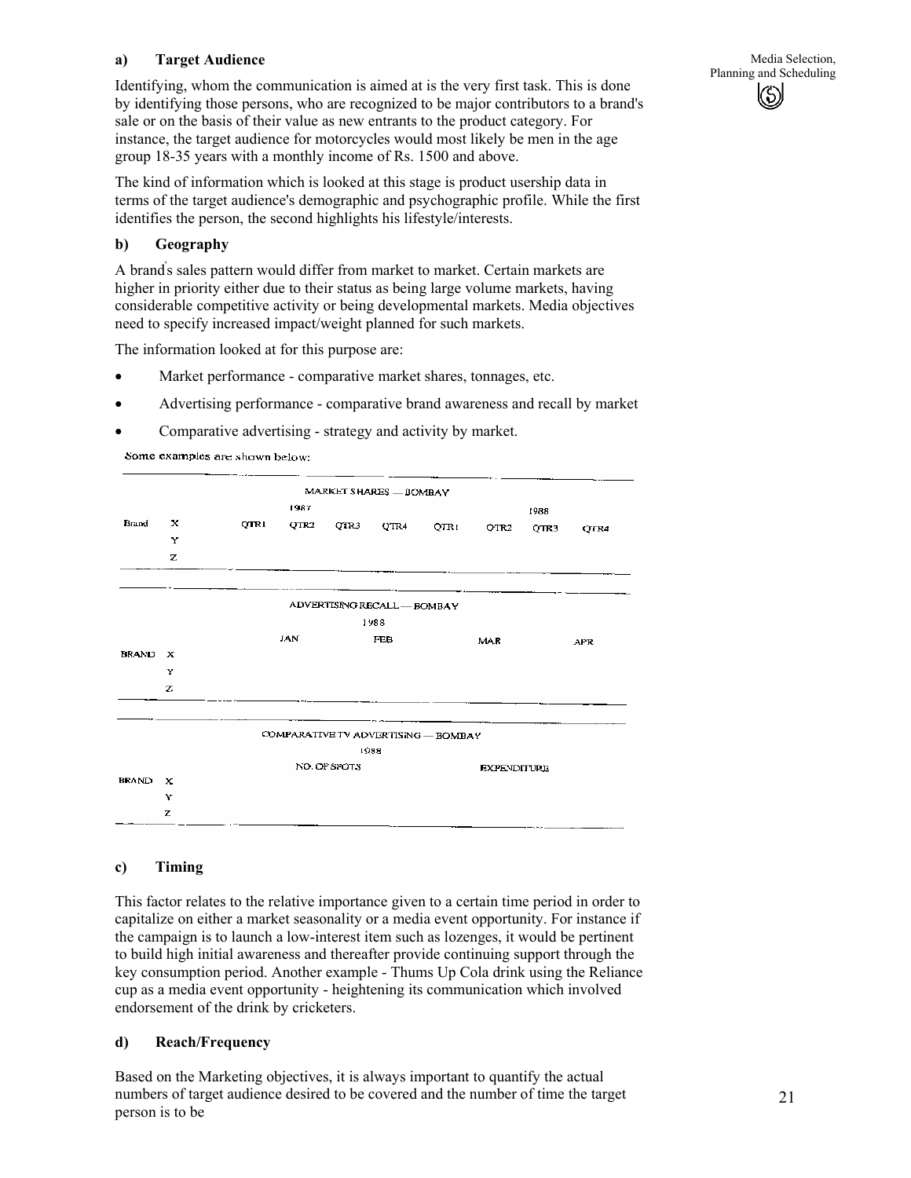### a) Target Audience

Identifying, whom the communication is aimed at is the very first task. This is done by identifying those persons, who are recognized to be major contributors to a brand's sale or on the basis of their value as new entrants to the product category. For instance, the target audience for motorcycles would most likely be men in the age group 18-35 years with a monthly income of Rs. 1500 and above.

The kind of information which is looked at this stage is product usership data in terms of the target audience's demographic and psychographic profile. While the first identifies the person, the second highlights his lifestyle/interests.

### b) Geography

A brand's sales pattern would differ from market to market. Certain markets are higher in priority either due to their status as being large volume markets, having considerable competitive activity or being developmental markets. Media objectives need to specify increased impact/weight planned for such markets.

The information looked at for this purpose are:

- Market performance - comparative market shares, tonnages, etc.
- Advertising performance - comparative brand awareness and recall by market
- Comparative advertising - strategy and activity by market.

Some examples are shown below:

MARKET SHARES — BOMBAY

| | | 1987 | | | | 1988 | | | |
|---|---|---|---|---|---|---|---|---|---|
| | | QTR1 | QTR2 | QTR3 | QTR4 | QTR1 | QTR2 | QTR3 | QTR4 |
| Brand | X | | | | | | | | |
| | Y | | | | | | | | |
| | Z | | | | | | | | |

ADVERTISING RECALL — BOMBAY

| | | 1988 | | | |
|---|---|---|---|---|---|
| | | JAN | FEB | MAR | APR |
| BRAND | X | | | | |
| | Y | | | | |
| | Z | | | | |

COMPARATIVE TV ADVERTISING — BOMBAY

| | | 1988 | |
|---|---|---|---|
| | | NO. OF SPOTS | EXPENDITURE |
| BRAND | X | | |
| | Y | | |
| | Z | | |

### c) Timing

This factor relates to the relative importance given to a certain time period in order to capitalize on either a market seasonality or a media event opportunity. For instance if the campaign is to launch a low-interest item such as lozenges, it would be pertinent to build high initial awareness and thereafter provide continuing support through the key consumption period. Another example - Thums Up Cola drink using the Reliance cup as a media event opportunity - heightening its communication which involved endorsement of the drink by cricketers.

### d) Reach/Frequency

Based on the Marketing objectives, it is always important to quantify the actual numbers of target audience desired to be covered and the number of time the target person is to be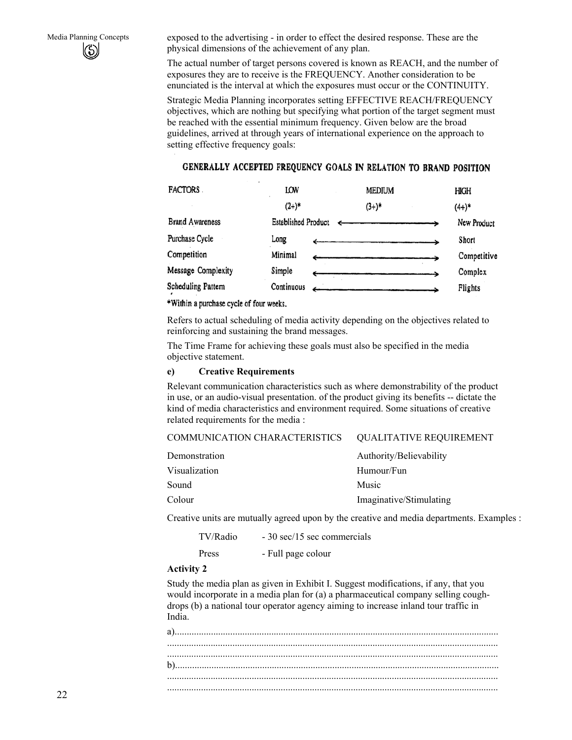exposed to the advertising - in order to effect the desired response. These are the physical dimensions of the achievement of any plan.

The actual number of target persons covered is known as REACH, and the number of exposures they are to receive is the FREQUENCY. Another consideration to be enunciated is the interval at which the exposures must occur or the CONTINUITY.

Strategic Media Planning incorporates setting EFFECTIVE REACH/FREQUENCY objectives, which are nothing but specifying what portion of the target segment must be reached with the essential minimum frequency. Given below are the broad guidelines, arrived at through years of international experience on the approach to setting effective frequency goals:

**GENERALLY ACCEPTED FREQUENCY GOALS IN RELATION TO BRAND POSITION**

| FACTORS | LOW (2+)* | MEDIUM (3+)* | HIGH (4+)* |
|---|---|---|---|
| Brand Awareness | Established Product | ←——————→ | New Product |
| Purchase Cycle | Long | ←——————→ | Short |
| Competition | Minimal | ←——————→ | Competitive |
| Message Complexity | Simple | ←——————→ | Complex |
| Scheduling Pattern | Continuous | ←——————→ | Flights |

*Within a purchase cycle of four weeks.

Refers to actual scheduling of media activity depending on the objectives related to reinforcing and sustaining the brand messages.

The Time Frame for achieving these goals must also be specified in the media objective statement.

**e) Creative Requirements**

Relevant communication characteristics such as where demonstrability of the product in use, or an audio-visual presentation. of the product giving its benefits -- dictate the kind of media characteristics and environment required. Some situations of creative related requirements for the media :

| COMMUNICATION CHARACTERISTICS | QUALITATIVE REQUIREMENT |
|---|---|
| Demonstration | Authority/Believability |
| Visualization | Humour/Fun |
| Sound | Music |
| Colour | Imaginative/Stimulating |

Creative units are mutually agreed upon by the creative and media departments. Examples :

| | |
|---|---|
| TV/Radio | - 30 sec/15 sec commercials |
| Press | - Full page colour |

**Activity 2**

Study the media plan as given in Exhibit I. Suggest modifications, if any, that you would incorporate in a media plan for (a) a pharmaceutical company selling cough-drops (b) a national tour operator agency aiming to increase inland tour traffic in India.

a)....................................................................................................................................
......................................................................................................................................
......................................................................................................................................
b)....................................................................................................................................
......................................................................................................................................
......................................................................................................................................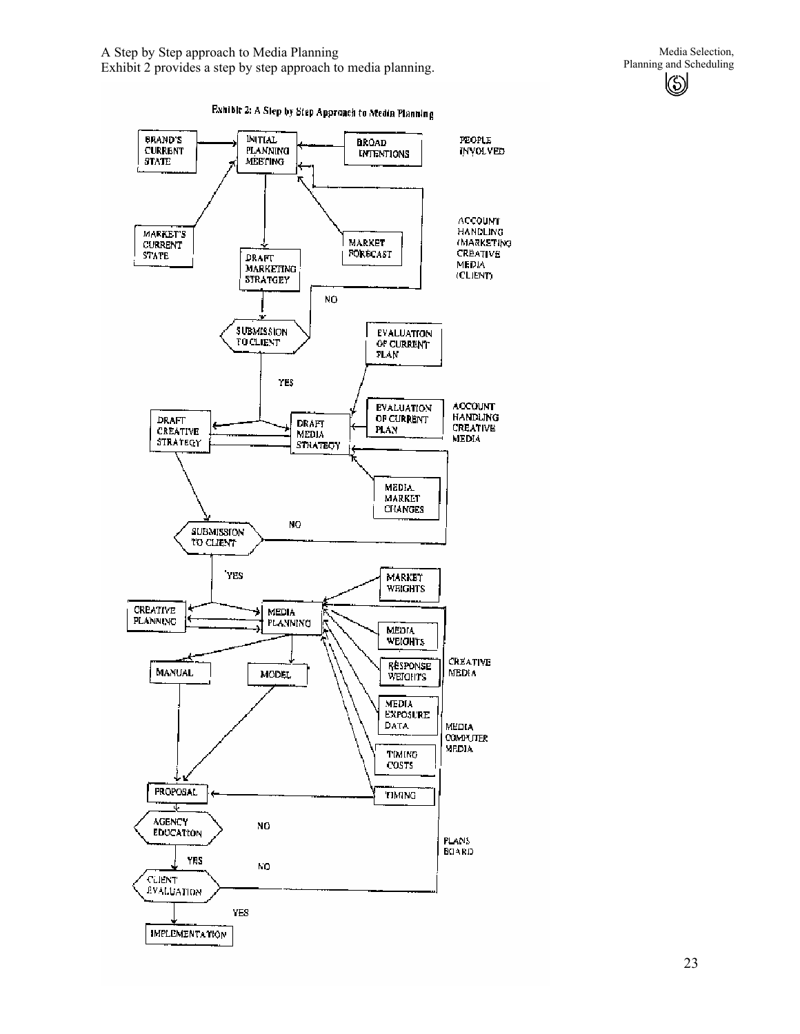A Step by Step approach to Media Planning

Exhibit 2 provides a step by step approach to media planning.

Exhibit 2: A Step by Step Approach to Media Planning

| Steps | Inputs | People Involved |
|---|---|---|
| Initial Planning Meeting | Brand's Current State; Market's Current State; Broad Intentions; Market Forecast | Account Handling (Marketing), Creative, Media, (Client) |
| Draft Marketing Stratgey | | |
| Submission to Client (NO: back to Initial Planning Meeting; YES: to Draft Creative Strategy and Draft Media Strategy) | | |
| Draft Creative Strategy / Draft Media Strategy | Evaluation of Current Plan; Evaluation of Current Plan; Media Market Changes | Account Handling, Creative, Media |
| Submission to Client (NO: back to Draft Media Strategy; YES: to Creative Planning and Media Planning) | | |
| Creative Planning / Media Planning (Manual or Model) | Market Weights; Media Weights; Response Weights; Media Exposure Data; Timing Costs | Creative, Media; Media, Computer, Media |
| Proposal | Timing | |
| Agency Education (NO / YES) | | Plans Board |
| Client Evaluation (NO: back to Media Planning; YES: Implementation) | | |
| Implementation | | |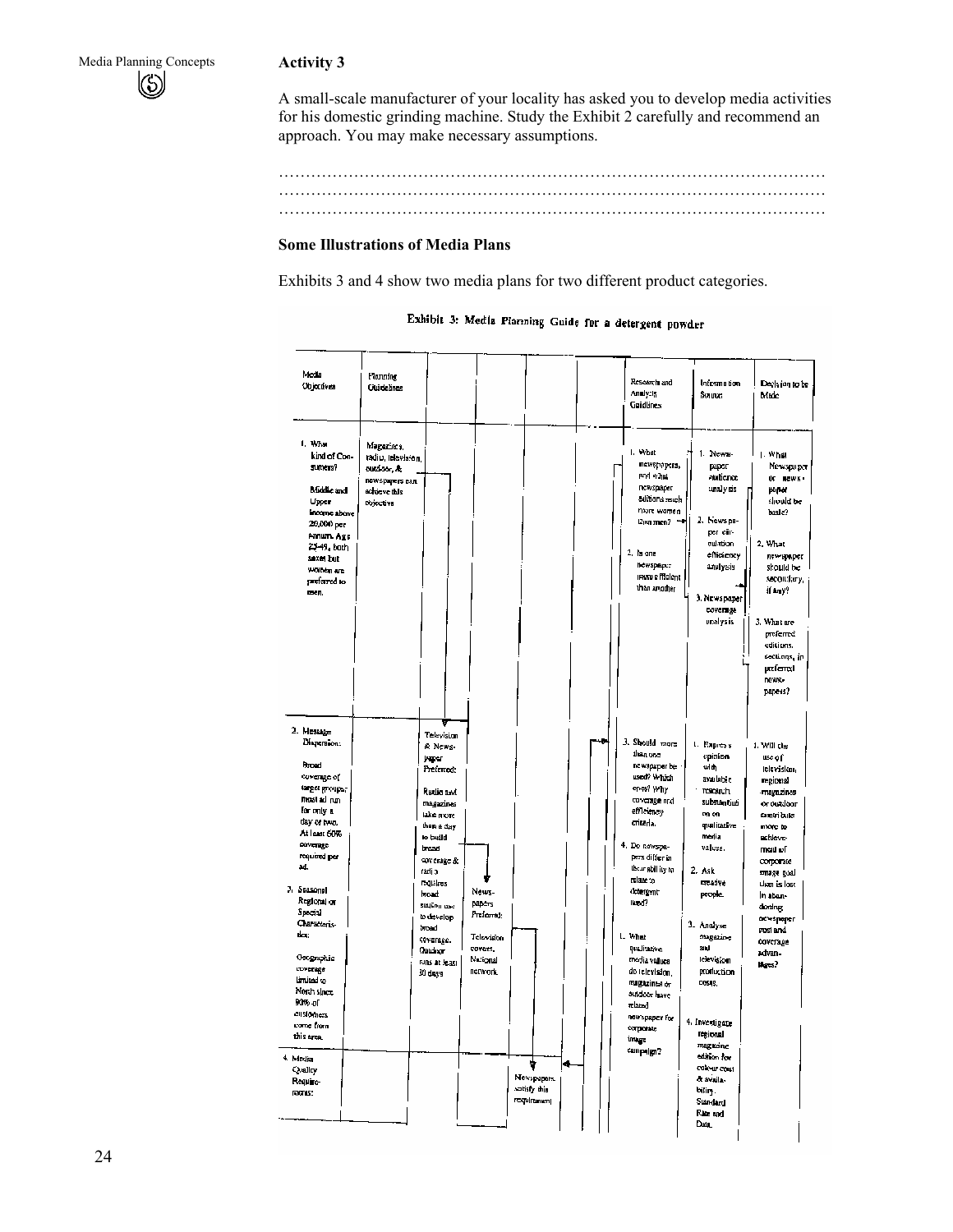### Activity 3

A small-scale manufacturer of your locality has asked you to develop media activities for his domestic grinding machine. Study the Exhibit 2 carefully and recommend an approach. You may make necessary assumptions.

…………………………………………………………………………………………
…………………………………………………………………………………………
…………………………………………………………………………………………

### Some Illustrations of Media Plans

Exhibits 3 and 4 show two media plans for two different product categories.

**Exhibit 3: Media Planning Guide for a detergent powder**

| Media Objectives | Planning Guidelines | | | Research and Analysis Guidelines | Information Source | Decision to be Made |
|---|---|---|---|---|---|---|
| 1. What kind of Consumers? Middle and Upper Income above 20,000 per annum, Age 25-49, both sexes but women are preferred to men. | Magazines, radio, television, outdoor, & newspapers can achieve this objective | | | 1. What newspapers, and what newspaper editions reach more women than men? 2. Is one newspaper more efficient than another | 1. Newspaper audience analysis 2. Newspaper circulation efficiency analysis 3. Newspaper coverage analysis | 1. What Newspaper or newspaper should be basic? 2. What newspaper should be secondary, if any? 3. What are preferred editions, sections, in preferred newspapers? |
| 2. Message Dispersion: Broad coverage of target groups; most ad run for only a day or two. At least 60% coverage required per ad. 3. Seasonal Regional or Special Characteristics: Geographic coverage limited to North since 90% of customers come from this area. | Television & Newspaper Preferred: Radio and magazines take more than a day to build broad coverage & radio requires broad station use to develop broad coverage. Outdoor runs at least 30 days | Newspapers Preferred: Television covers National network. | | 3. Should more than one newspaper be used? Which ones? Why coverage and efficiency criteria. 4. Do newspapers differ in their ability to relate to detergent used? 5. What qualitative media values do television, magazines or outdoor have related newspaper for corporate image campaign? | 1. Express opinion with available research substantiation on qualitative media values. 2. Ask creative people. 3. Analyse magazine and television production costs. 4. Investigate regional magazine edition for colour cost & availability. Standard Rate and Data. | 1. Will the use of television, regional magazines or outdoor contribute more to achievement of corporate image goal than is lost in abandoning newspaper cost and coverage advantages? |
| 4. Media Quality Requirements: | | | Newspapers satisfy this requirement | | | |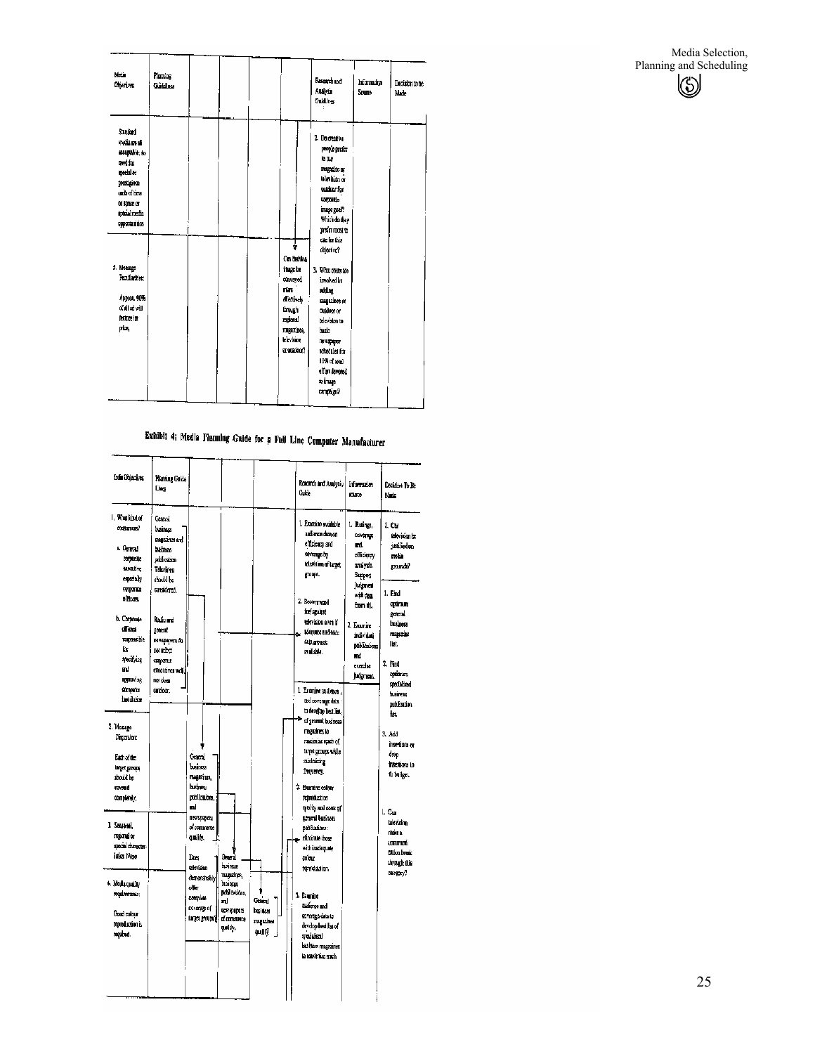| Media Objectives | Planning Guidelines | | | | | Research and Analysis Guidelines | Information Source | Decision to be Made |
|---|---|---|---|---|---|---|---|---|
| Standard vehicles are all acceptable; no need for specialist prestigious units of time or space or special media opportunities | | | | | | 2. Do creative people prefer to use magazines or television or outdoor for corporate image goal? Which do they prefer most to use for this objective? | | |
| 5. Message Peculiarities: Approx. 90% of all ad will feature the price, | | | | | Can Building image be conveyed more effectively through regional magazines, television or outdoor? | 3. What costs are involved in adding magazines or outdoor or television to basic newspaper schedules for 10% of total effort devoted to image campaign? | | |

Exhibit 4: Media Planning Guide for a Full Line Computer Manufacturer

| Media Objectives | Planning Guide Lines | | | | Research and Analysis Guide | Information source | Decision To Be Made |
|---|---|---|---|---|---|---|---|
| 1. What kind of costumers? a. General corporate executive especially corporate officers. b. Corporate officers responsible for specifying and approving computer Installation | General business magazines and business publications Television should be considered. Radio and general newspapers do not reflect corporate executives well, nor does outdoor. | | | | 1. Examine available audience data on efficiency and coverage by television of target groups. 2. Recommend for/against television even if adequate audience data are not available. | 1. Ratings, coverage and efficiency analysis. Support judgment with data from #1. 2. Examine individual publications and exercise judgment. | 1. Can television be justified on media grounds? |
| | | | | | 1. Examine audience and coverage data to develop best list of general business magazines to maximize reach of target groups while maintaining frequency. 2. Examine colour reproduction quality and costs of general business publications: eliminate those with inadequate colour reproduction. 3. Examine audience and coverage data to develop best list of specialized business magazines to maximize reach | | 1. Find optimum general business magazine list. 2. Find optimum specialized business publication list. 3. Add insertions or drop insertions to fit budget. |
| 2. Message Dispersion: Each of the target groups should be covered completely. | | General business magazines, business publications, and newspapers of commerce quality. | | | | | |
| 3. Seasonal, regional or special characteristics: None | | Does television demonstrably offer complete coverage of target groups? | General business magazines, business publications, and newspapers of commerce quality. | | | | 1. Can television make a communication break through this category? |
| 4. Media quality requirements: Good colour reproduction is required. | | | | General business magazines quality | | | |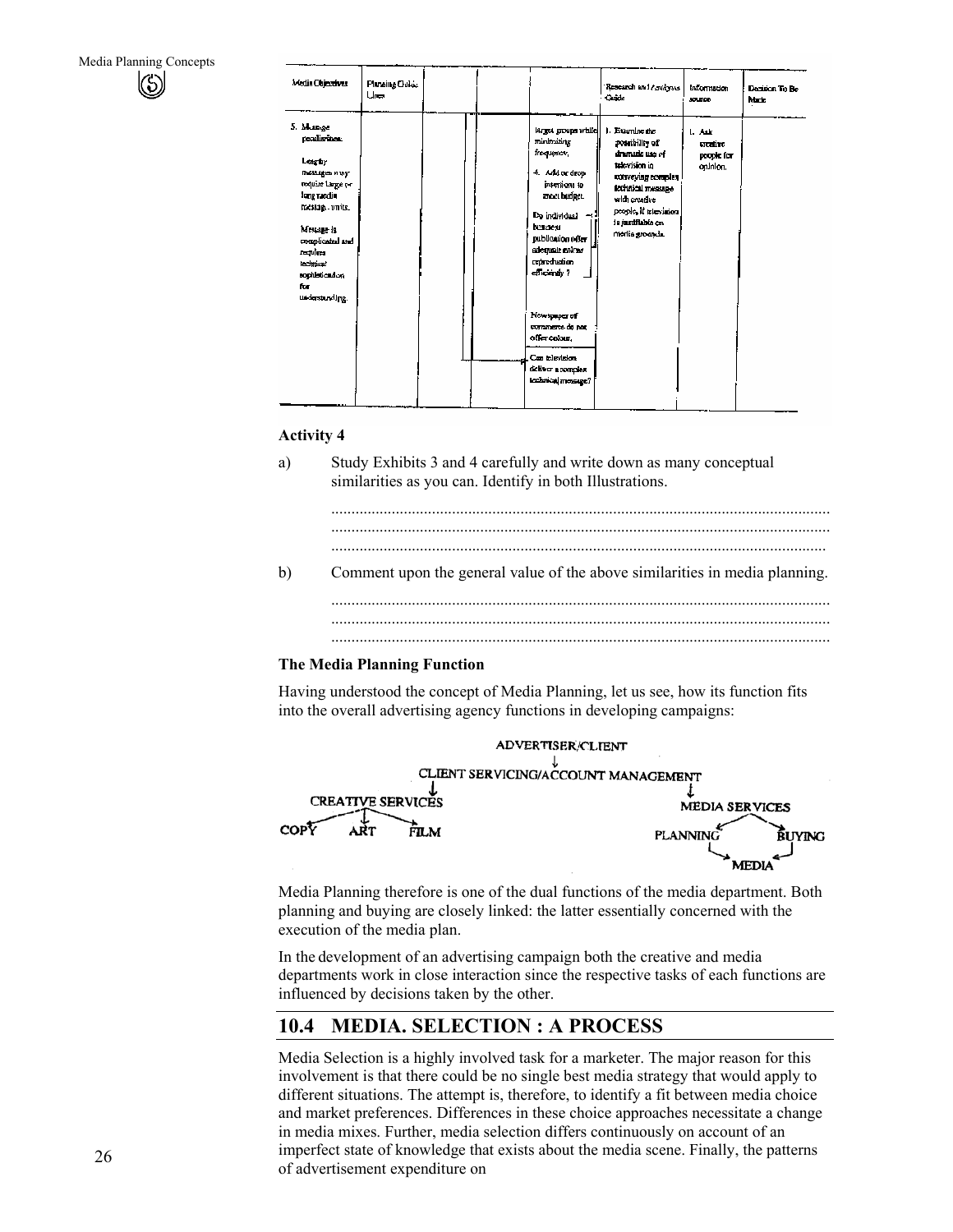| Media Objectives | Planning Guide Lines | | | | Research and Analysis Guide | Information source | Decision To Be Made |
|---|---|---|---|---|---|---|---|
| 5. Message peculiarities: Lengthy messages may require Large or long media message units. Message is complicated and requires technical sophistication for understanding. | | | | target groups while minimizing frequency. 4. Add or drop insertions to meet budget. Do individual business publication offer adequate colour reproduction efficiently ? Newspaper of commerce do not offer colour. Can television deliver a complex technical message? | 1. Examine the possibility of dramatic use of television in conveying complex technical message with creative people, if television is justifiable on media grounds. | 1. Ask creative people for opinion. | |

**Activity 4**

a) Study Exhibits 3 and 4 carefully and write down as many conceptual similarities as you can. Identify in both Illustrations.

..........................................................................................................................
..........................................................................................................................
..........................................................................................................................

b) Comment upon the general value of the above similarities in media planning.

..........................................................................................................................
..........................................................................................................................
..........................................................................................................................

**The Media Planning Function**

Having understood the concept of Media Planning, let us see, how its function fits into the overall advertising agency functions in developing campaigns:

ADVERTISER/CLIENT
↓
CLIENT SERVICING/ACCOUNT MANAGEMENT

CREATIVE SERVICES → COPY, ART, FILM

MEDIA SERVICES → PLANNING, BUYING, MEDIA

Media Planning therefore is one of the dual functions of the media department. Both planning and buying are closely linked: the latter essentially concerned with the execution of the media plan.

In the development of an advertising campaign both the creative and media departments work in close interaction since the respective tasks of each functions are influenced by decisions taken by the other.

## 10.4 MEDIA. SELECTION : A PROCESS

Media Selection is a highly involved task for a marketer. The major reason for this involvement is that there could be no single best media strategy that would apply to different situations. The attempt is, therefore, to identify a fit between media choice and market preferences. Differences in these choice approaches necessitate a change in media mixes. Further, media selection differs continuously on account of an imperfect state of knowledge that exists about the media scene. Finally, the patterns of advertisement expenditure on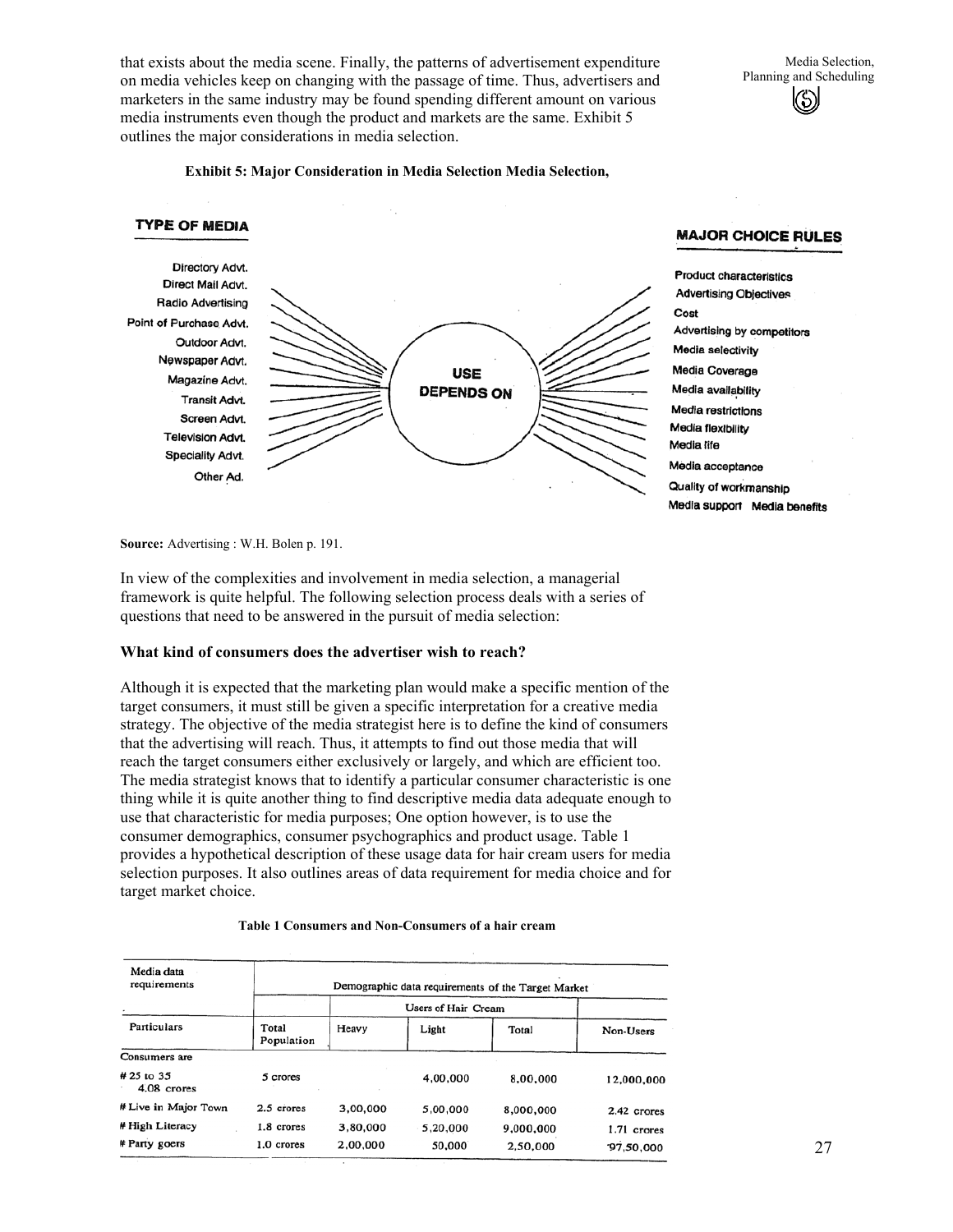that exists about the media scene. Finally, the patterns of advertisement expenditure on media vehicles keep on changing with the passage of time. Thus, advertisers and marketers in the same industry may be found spending different amount on various media instruments even though the product and markets are the same. Exhibit 5 outlines the major considerations in media selection.

**Exhibit 5: Major Consideration in Media Selection Media Selection,**

**TYPE OF MEDIA**

- Directory Advt.
- Direct Mail Advt.
- Radio Advertising
- Point of Purchase Advt.
- Outdoor Advt.
- Newspaper Advt.
- Magazine Advt.
- Transit Advt.
- Screen Advt.
- Television Advt.
- Speciality Advt.
- Other Ad.

**USE DEPENDS ON**

**MAJOR CHOICE RULES**

- Product characteristics
- Advertising Objectives
- Cost
- Advertising by competitors
- Media selectivity
- Media Coverage
- Media availability
- Media restrictions
- Media flexibility
- Media life
- Media acceptance
- Quality of workmanship
- Media support Media benefits

**Source:** Advertising : W.H. Bolen p. 191.

In view of the complexities and involvement in media selection, a managerial framework is quite helpful. The following selection process deals with a series of questions that need to be answered in the pursuit of media selection:

**What kind of consumers does the advertiser wish to reach?**

Although it is expected that the marketing plan would make a specific mention of the target consumers, it must still be given a specific interpretation for a creative media strategy. The objective of the media strategist here is to define the kind of consumers that the advertising will reach. Thus, it attempts to find out those media that will reach the target consumers either exclusively or largely, and which are efficient too. The media strategist knows that to identify a particular consumer characteristic is one thing while it is quite another thing to find descriptive media data adequate enough to use that characteristic for media purposes; One option however, is to use the consumer demographics, consumer psychographics and product usage. Table 1 provides a hypothetical description of these usage data for hair cream users for media selection purposes. It also outlines areas of data requirement for media choice and for target market choice.

**Table 1 Consumers and Non-Consumers of a hair cream**

| Media data requirements | Demographic data requirements of the Target Market | | | | |
|---|---|---|---|---|---|
| | | Users of Hair Cream | | | |
| Particulars | Total Population | Heavy | Light | Total | Non-Users |
| Consumers are | | | | | |
| # 25 to 35 4.08 crores | 5 crores | | 4,00,000 | 8,00,000 | 12,000,000 |
| # Live in Major Town | 2.5 crores | 3,00,000 | 5,00,000 | 8,000,000 | 2.42 crores |
| # High Literacy | 1.8 crores | 3,80,000 | 5,20,000 | 9,000,000 | 1.71 crores |
| # Party goers | 1.0 crores | 2,00,000 | 50,000 | 2,50,000 | 97,50,000 |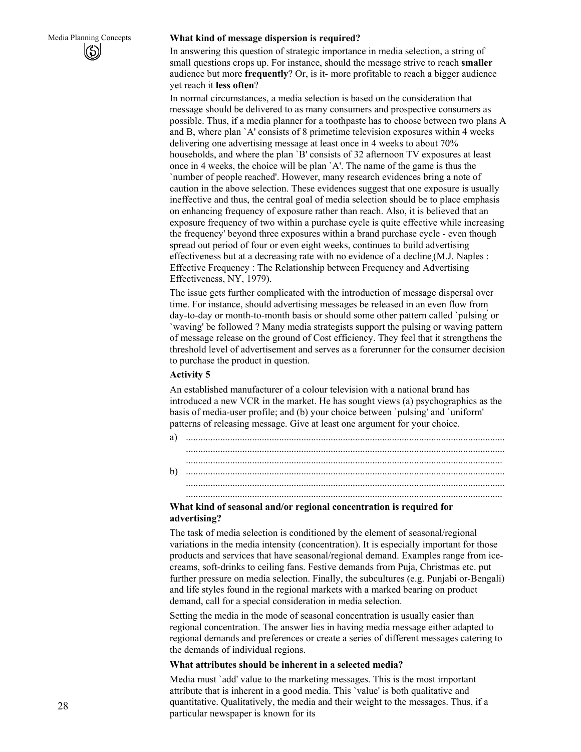**What kind of message dispersion is required?**

In answering this question of strategic importance in media selection, a string of small questions crops up. For instance, should the message strive to reach **smaller** audience but more **frequently**? Or, is it- more profitable to reach a bigger audience yet reach it **less often**?

In normal circumstances, a media selection is based on the consideration that message should be delivered to as many consumers and prospective consumers as possible. Thus, if a media planner for a toothpaste has to choose between two plans A and B, where plan `A' consists of 8 primetime television exposures within 4 weeks delivering one advertising message at least once in 4 weeks to about 70% households, and where the plan `B' consists of 32 afternoon TV exposures at least once in 4 weeks, the choice will be plan `A'. The name of the game is thus the `number of people reached'. However, many research evidences bring a note of caution in the above selection. These evidences suggest that one exposure is usually ineffective and thus, the central goal of media selection should be to place emphasis on enhancing frequency of exposure rather than reach. Also, it is believed that an exposure frequency of two within a purchase cycle is quite effective while increasing the frequency' beyond three exposures within a brand purchase cycle - even though spread out period of four or even eight weeks, continues to build advertising effectiveness but at a decreasing rate with no evidence of a decline (M.J. Naples : Effective Frequency : The Relationship between Frequency and Advertising Effectiveness, NY, 1979).

The issue gets further complicated with the introduction of message dispersal over time. For instance, should advertising messages be released in an even flow from day-to-day or month-to-month basis or should some other pattern called `pulsing' or `waving' be followed ? Many media strategists support the pulsing or waving pattern of message release on the ground of Cost efficiency. They feel that it strengthens the threshold level of advertisement and serves as a forerunner for the consumer decision to purchase the product in question.

**Activity 5**

An established manufacturer of a colour television with a national brand has introduced a new VCR in the market. He has sought views (a) psychographics as the basis of media-user profile; and (b) your choice between `pulsing' and `uniform' patterns of releasing message. Give at least one argument for your choice.

a) ..............................................................................................................................
..............................................................................................................................
..............................................................................................................................

b) ..............................................................................................................................
..............................................................................................................................
..............................................................................................................................

**What kind of seasonal and/or regional concentration is required for advertising?**

The task of media selection is conditioned by the element of seasonal/regional variations in the media intensity (concentration). It is especially important for those products and services that have seasonal/regional demand. Examples range from ice-creams, soft-drinks to ceiling fans. Festive demands from Puja, Christmas etc. put further pressure on media selection. Finally, the subcultures (e.g. Punjabi or-Bengali) and life styles found in the regional markets with a marked bearing on product demand, call for a special consideration in media selection.

Setting the media in the mode of seasonal concentration is usually easier than regional concentration. The answer lies in having media message either adapted to regional demands and preferences or create a series of different messages catering to the demands of individual regions.

**What attributes should be inherent in a selected media?**

Media must `add' value to the marketing messages. This is the most important attribute that is inherent in a good media. This `value' is both qualitative and quantitative. Qualitatively, the media and their weight to the messages. Thus, if a particular newspaper is known for its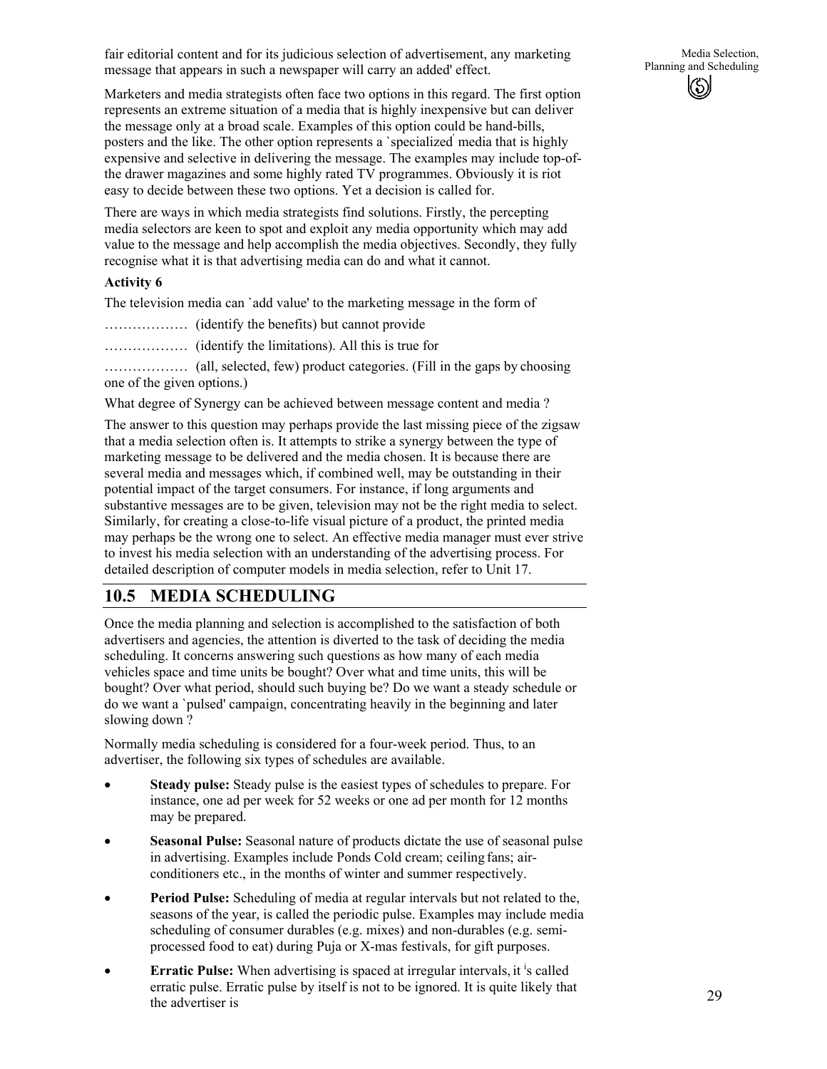fair editorial content and for its judicious selection of advertisement, any marketing message that appears in such a newspaper will carry an added' effect.

Marketers and media strategists often face two options in this regard. The first option represents an extreme situation of a media that is highly inexpensive but can deliver the message only at a broad scale. Examples of this option could be hand-bills, posters and the like. The other option represents a `specialized' media that is highly expensive and selective in delivering the message. The examples may include top-of-the drawer magazines and some highly rated TV programmes. Obviously it is riot easy to decide between these two options. Yet a decision is called for.

There are ways in which media strategists find solutions. Firstly, the percepting media selectors are keen to spot and exploit any media opportunity which may add value to the message and help accomplish the media objectives. Secondly, they fully recognise what it is that advertising media can do and what it cannot.

**Activity 6**

The television media can `add value' to the marketing message in the form of

……………… (identify the benefits) but cannot provide

……………… (identify the limitations). All this is true for

……………… (all, selected, few) product categories. (Fill in the gaps by choosing one of the given options.)

What degree of Synergy can be achieved between message content and media ?

The answer to this question may perhaps provide the last missing piece of the zigsaw that a media selection often is. It attempts to strike a synergy between the type of marketing message to be delivered and the media chosen. It is because there are several media and messages which, if combined well, may be outstanding in their potential impact of the target consumers. For instance, if long arguments and substantive messages are to be given, television may not be the right media to select. Similarly, for creating a close-to-life visual picture of a product, the printed media may perhaps be the wrong one to select. An effective media manager must ever strive to invest his media selection with an understanding of the advertising process. For detailed description of computer models in media selection, refer to Unit 17.

## 10.5 MEDIA SCHEDULING

Once the media planning and selection is accomplished to the satisfaction of both advertisers and agencies, the attention is diverted to the task of deciding the media scheduling. It concerns answering such questions as how many of each media vehicles space and time units be bought? Over what and time units, this will be bought? Over what period, should such buying be? Do we want a steady schedule or do we want a `pulsed' campaign, concentrating heavily in the beginning and later slowing down ?

Normally media scheduling is considered for a four-week period. Thus, to an advertiser, the following six types of schedules are available.

- **Steady pulse:** Steady pulse is the easiest types of schedules to prepare. For instance, one ad per week for 52 weeks or one ad per month for 12 months may be prepared.
- **Seasonal Pulse:** Seasonal nature of products dictate the use of seasonal pulse in advertising. Examples include Ponds Cold cream; ceiling fans; air-conditioners etc., in the months of winter and summer respectively.
- **Period Pulse:** Scheduling of media at regular intervals but not related to the, seasons of the year, is called the periodic pulse. Examples may include media scheduling of consumer durables (e.g. mixes) and non-durables (e.g. semi-processed food to eat) during Puja or X-mas festivals, for gift purposes.
- **Erratic Pulse:** When advertising is spaced at irregular intervals, it 's called erratic pulse. Erratic pulse by itself is not to be ignored. It is quite likely that the advertiser is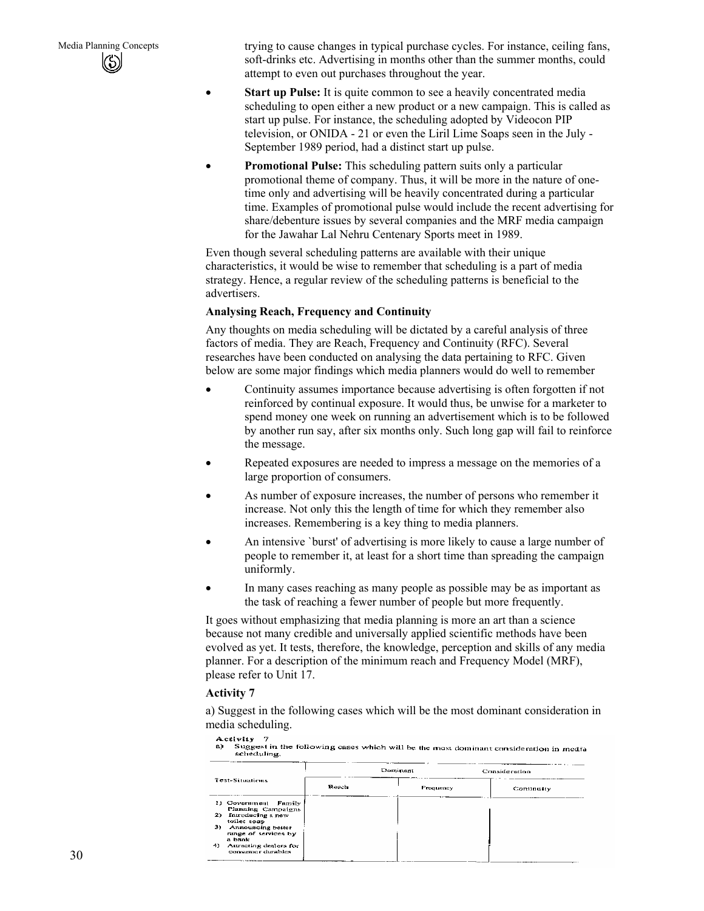trying to cause changes in typical purchase cycles. For instance, ceiling fans, soft-drinks etc. Advertising in months other than the summer months, could attempt to even out purchases throughout the year.

- **Start up Pulse:** It is quite common to see a heavily concentrated media scheduling to open either a new product or a new campaign. This is called as start up pulse. For instance, the scheduling adopted by Videocon PIP television, or ONIDA - 21 or even the Liril Lime Soaps seen in the July - September 1989 period, had a distinct start up pulse.
- **Promotional Pulse:** This scheduling pattern suits only a particular promotional theme of company. Thus, it will be more in the nature of one-time only and advertising will be heavily concentrated during a particular time. Examples of promotional pulse would include the recent advertising for share/debenture issues by several companies and the MRF media campaign for the Jawahar Lal Nehru Centenary Sports meet in 1989.

Even though several scheduling patterns are available with their unique characteristics, it would be wise to remember that scheduling is a part of media strategy. Hence, a regular review of the scheduling patterns is beneficial to the advertisers.

**Analysing Reach, Frequency and Continuity**

Any thoughts on media scheduling will be dictated by a careful analysis of three factors of media. They are Reach, Frequency and Continuity (RFC). Several researches have been conducted on analysing the data pertaining to RFC. Given below are some major findings which media planners would do well to remember

- Continuity assumes importance because advertising is often forgotten if not reinforced by continual exposure. It would thus, be unwise for a marketer to spend money one week on running an advertisement which is to be followed by another run say, after six months only. Such long gap will fail to reinforce the message.
- Repeated exposures are needed to impress a message on the memories of a large proportion of consumers.
- As number of exposure increases, the number of persons who remember it increase. Not only this the length of time for which they remember also increases. Remembering is a key thing to media planners.
- An intensive `burst' of advertising is more likely to cause a large number of people to remember it, at least for a short time than spreading the campaign uniformly.
- In many cases reaching as many people as possible may be as important as the task of reaching a fewer number of people but more frequently.

It goes without emphasizing that media planning is more an art than a science because not many credible and universally applied scientific methods have been evolved as yet. It tests, therefore, the knowledge, perception and skills of any media planner. For a description of the minimum reach and Frequency Model (MRF), please refer to Unit 17.

**Activity 7**

a) Suggest in the following cases which will be the most dominant consideration in media scheduling.

| Test-Situations | Dominant Consideration | | |
|---|---|---|---|
| | Reach | Frequency | Continuity |
| 1) Government Family Planning Campaigns | | | |
| 2) Introducing a new toilet soap | | | |
| 3) Announcing better range of services by a bank | | | |
| 4) Attracting dealers for consumer durables | | | |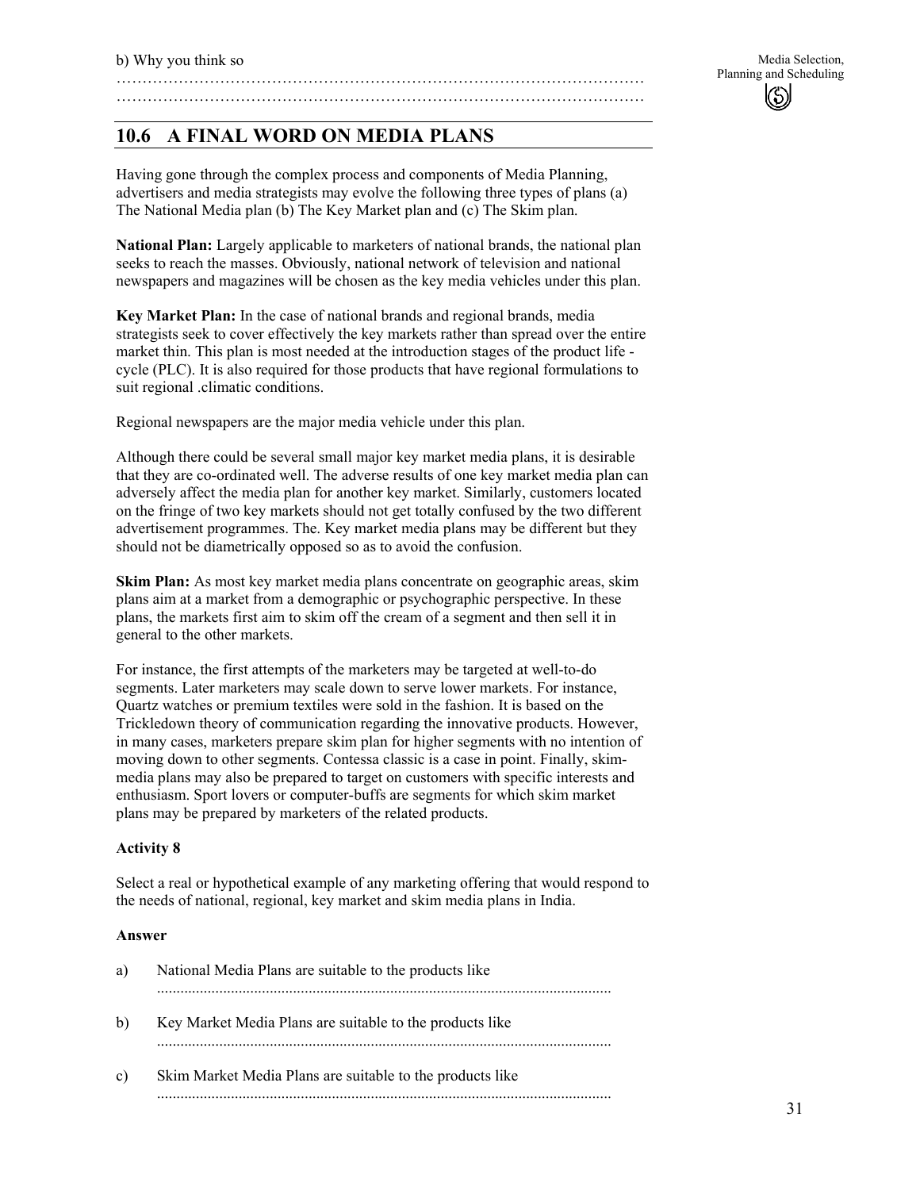b) Why you think so

…………………………………………………………………………………………

…………………………………………………………………………………………

## 10.6 A FINAL WORD ON MEDIA PLANS

Having gone through the complex process and components of Media Planning, advertisers and media strategists may evolve the following three types of plans (a) The National Media plan (b) The Key Market plan and (c) The Skim plan.

**National Plan:** Largely applicable to marketers of national brands, the national plan seeks to reach the masses. Obviously, national network of television and national newspapers and magazines will be chosen as the key media vehicles under this plan.

**Key Market Plan:** In the case of national brands and regional brands, media strategists seek to cover effectively the key markets rather than spread over the entire market thin. This plan is most needed at the introduction stages of the product life - cycle (PLC). It is also required for those products that have regional formulations to suit regional .climatic conditions.

Regional newspapers are the major media vehicle under this plan.

Although there could be several small major key market media plans, it is desirable that they are co-ordinated well. The adverse results of one key market media plan can adversely affect the media plan for another key market. Similarly, customers located on the fringe of two key markets should not get totally confused by the two different advertisement programmes. The. Key market media plans may be different but they should not be diametrically opposed so as to avoid the confusion.

**Skim Plan:** As most key market media plans concentrate on geographic areas, skim plans aim at a market from a demographic or psychographic perspective. In these plans, the markets first aim to skim off the cream of a segment and then sell it in general to the other markets.

For instance, the first attempts of the marketers may be targeted at well-to-do segments. Later marketers may scale down to serve lower markets. For instance, Quartz watches or premium textiles were sold in the fashion. It is based on the Trickledown theory of communication regarding the innovative products. However, in many cases, marketers prepare skim plan for higher segments with no intention of moving down to other segments. Contessa classic is a case in point. Finally, skim-media plans may also be prepared to target on customers with specific interests and enthusiasm. Sport lovers or computer-buffs are segments for which skim market plans may be prepared by marketers of the related products.

**Activity 8**

Select a real or hypothetical example of any marketing offering that would respond to the needs of national, regional, key market and skim media plans in India.

**Answer**

a) National Media Plans are suitable to the products like

....................................................................................................................

b) Key Market Media Plans are suitable to the products like

....................................................................................................................

c) Skim Market Media Plans are suitable to the products like

....................................................................................................................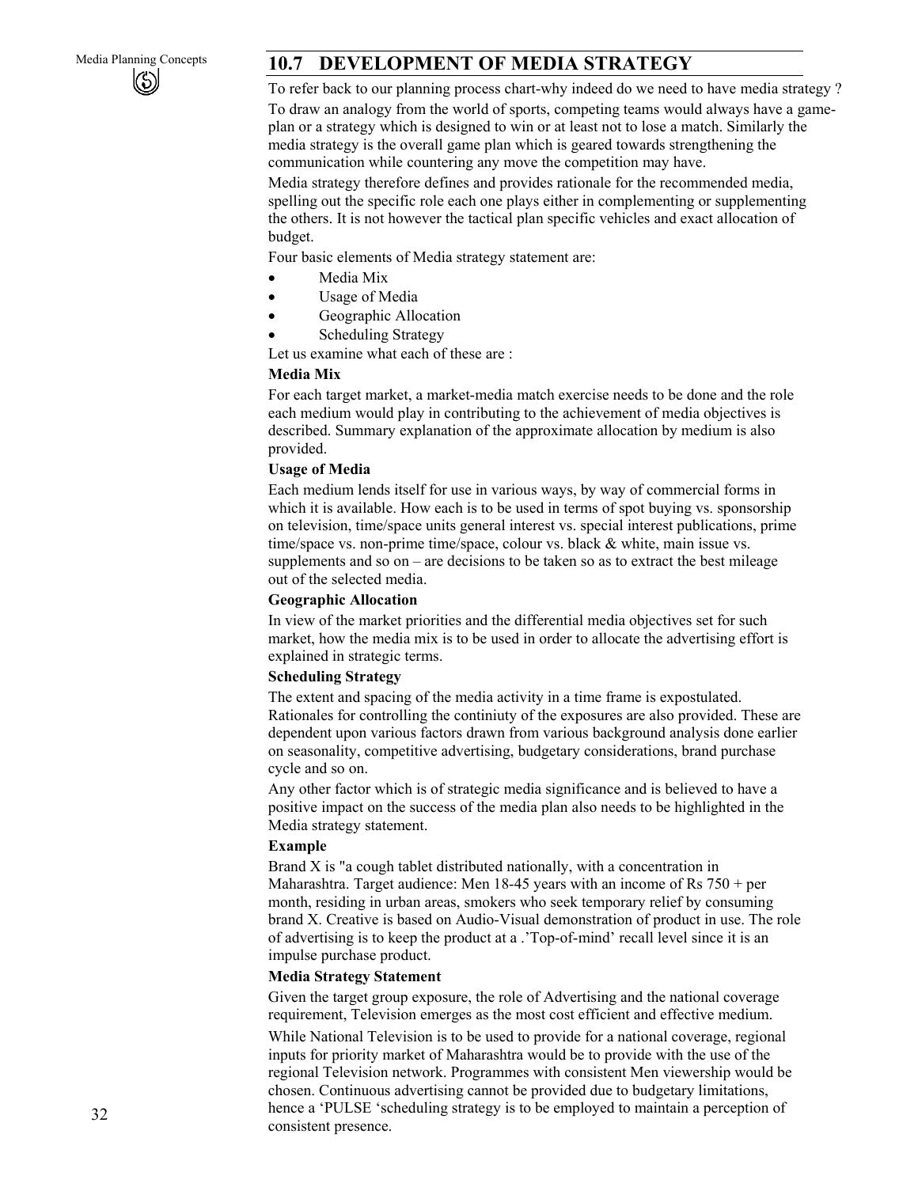## 10.7 DEVELOPMENT OF MEDIA STRATEGY

To refer back to our planning process chart-why indeed do we need to have media strategy ?

To draw an analogy from the world of sports, competing teams would always have a game-plan or a strategy which is designed to win or at least not to lose a match. Similarly the media strategy is the overall game plan which is geared towards strengthening the communication while countering any move the competition may have.

Media strategy therefore defines and provides rationale for the recommended media, spelling out the specific role each one plays either in complementing or supplementing the others. It is not however the tactical plan specific vehicles and exact allocation of budget.

Four basic elements of Media strategy statement are:

- Media Mix
- Usage of Media
- Geographic Allocation
- Scheduling Strategy

Let us examine what each of these are :

**Media Mix**

For each target market, a market-media match exercise needs to be done and the role each medium would play in contributing to the achievement of media objectives is described. Summary explanation of the approximate allocation by medium is also provided.

**Usage of Media**

Each medium lends itself for use in various ways, by way of commercial forms in which it is available. How each is to be used in terms of spot buying vs. sponsorship on television, time/space units general interest vs. special interest publications, prime time/space vs. non-prime time/space, colour vs. black & white, main issue vs. supplements and so on – are decisions to be taken so as to extract the best mileage out of the selected media.

**Geographic Allocation**

In view of the market priorities and the differential media objectives set for such market, how the media mix is to be used in order to allocate the advertising effort is explained in strategic terms.

**Scheduling Strategy**

The extent and spacing of the media activity in a time frame is expostulated. Rationales for controlling the continiuty of the exposures are also provided. These are dependent upon various factors drawn from various background analysis done earlier on seasonality, competitive advertising, budgetary considerations, brand purchase cycle and so on.

Any other factor which is of strategic media significance and is believed to have a positive impact on the success of the media plan also needs to be highlighted in the Media strategy statement.

**Example**

Brand X is "a cough tablet distributed nationally, with a concentration in Maharashtra. Target audience: Men 18-45 years with an income of Rs 750 + per month, residing in urban areas, smokers who seek temporary relief by consuming brand X. Creative is based on Audio-Visual demonstration of product in use. The role of advertising is to keep the product at a .'Top-of-mind' recall level since it is an impulse purchase product.

**Media Strategy Statement**

Given the target group exposure, the role of Advertising and the national coverage requirement, Television emerges as the most cost efficient and effective medium.

While National Television is to be used to provide for a national coverage, regional inputs for priority market of Maharashtra would be to provide with the use of the regional Television network. Programmes with consistent Men viewership would be chosen. Continuous advertising cannot be provided due to budgetary limitations, hence a 'PULSE 'scheduling strategy is to be employed to maintain a perception of consistent presence.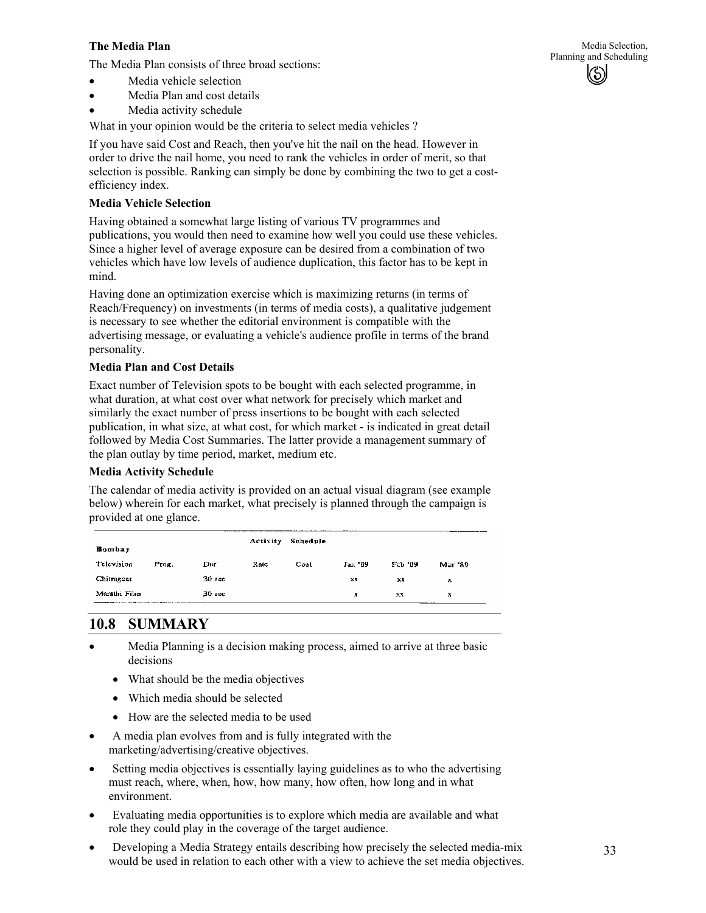**The Media Plan**

The Media Plan consists of three broad sections:

- Media vehicle selection
- Media Plan and cost details
- Media activity schedule

What in your opinion would be the criteria to select media vehicles ?

If you have said Cost and Reach, then you've hit the nail on the head. However in order to drive the nail home, you need to rank the vehicles in order of merit, so that selection is possible. Ranking can simply be done by combining the two to get a cost-efficiency index.

**Media Vehicle Selection**

Having obtained a somewhat large listing of various TV programmes and publications, you would then need to examine how well you could use these vehicles. Since a higher level of average exposure can be desired from a combination of two vehicles which have low levels of audience duplication, this factor has to be kept in mind.

Having done an optimization exercise which is maximizing returns (in terms of Reach/Frequency) on investments (in terms of media costs), a qualitative judgement is necessary to see whether the editorial environment is compatible with the advertising message, or evaluating a vehicle's audience profile in terms of the brand personality.

**Media Plan and Cost Details**

Exact number of Television spots to be bought with each selected programme, in what duration, at what cost over what network for precisely which market and similarly the exact number of press insertions to be bought with each selected publication, in what size, at what cost, for which market - is indicated in great detail followed by Media Cost Summaries. The latter provide a management summary of the plan outlay by time period, market, medium etc.

**Media Activity Schedule**

The calendar of media activity is provided on an actual visual diagram (see example below) wherein for each market, what precisely is planned through the campaign is provided at one glance.

| Bombay | | | Activity | Schedule | | | |
|---|---|---|---|---|---|---|---|
| Television | Prog. | Dur | Rate | Cost | Jan '89 | Feb '89 | Mar '89 |
| Chitrageet | | 30 sec | | | xx | xx | x |
| Marathi Film | | 30 sec | | | x | xx | x |

## 10.8 SUMMARY

- Media Planning is a decision making process, aimed to arrive at three basic decisions
  - What should be the media objectives
  - Which media should be selected
  - How are the selected media to be used
- A media plan evolves from and is fully integrated with the marketing/advertising/creative objectives.
- Setting media objectives is essentially laying guidelines as to who the advertising must reach, where, when, how, how many, how often, how long and in what environment.
- Evaluating media opportunities is to explore which media are available and what role they could play in the coverage of the target audience.
- Developing a Media Strategy entails describing how precisely the selected media-mix would be used in relation to each other with a view to achieve the set media objectives.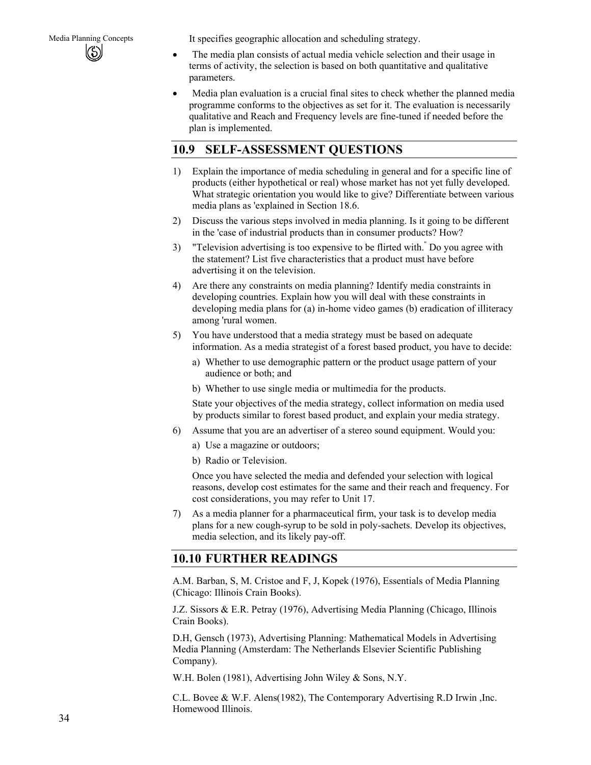It specifies geographic allocation and scheduling strategy.

- The media plan consists of actual media vehicle selection and their usage in terms of activity, the selection is based on both quantitative and qualitative parameters.
- Media plan evaluation is a crucial final sites to check whether the planned media programme conforms to the objectives as set for it. The evaluation is necessarily qualitative and Reach and Frequency levels are fine-tuned if needed before the plan is implemented.

## 10.9 SELF-ASSESSMENT QUESTIONS

1) Explain the importance of media scheduling in general and for a specific line of products (either hypothetical or real) whose market has not yet fully developed. What strategic orientation you would like to give? Differentiate between various media plans as 'explained in Section 18.6.
2) Discuss the various steps involved in media planning. Is it going to be different in the 'case of industrial products than in consumer products? How?
3) "Television advertising is too expensive to be flirted with." Do you agree with the statement? List five characteristics that a product must have before advertising it on the television.
4) Are there any constraints on media planning? Identify media constraints in developing countries. Explain how you will deal with these constraints in developing media plans for (a) in-home video games (b) eradication of illiteracy among 'rural women.
5) You have understood that a media strategy must be based on adequate information. As a media strategist of a forest based product, you have to decide:
   a) Whether to use demographic pattern or the product usage pattern of your audience or both; and
   b) Whether to use single media or multimedia for the products.

   State your objectives of the media strategy, collect information on media used by products similar to forest based product, and explain your media strategy.
6) Assume that you are an advertiser of a stereo sound equipment. Would you:
   a) Use a magazine or outdoors;
   b) Radio or Television.

   Once you have selected the media and defended your selection with logical reasons, develop cost estimates for the same and their reach and frequency. For cost considerations, you may refer to Unit 17.
7) As a media planner for a pharmaceutical firm, your task is to develop media plans for a new cough-syrup to be sold in poly-sachets. Develop its objectives, media selection, and its likely pay-off.

## 10.10 FURTHER READINGS

A.M. Barban, S, M. Cristoe and F, J, Kopek (1976), Essentials of Media Planning (Chicago: Illinois Crain Books).

J.Z. Sissors & E.R. Petray (1976), Advertising Media Planning (Chicago, Illinois Crain Books).

D.H, Gensch (1973), Advertising Planning: Mathematical Models in Advertising Media Planning (Amsterdam: The Netherlands Elsevier Scientific Publishing Company).

W.H. Bolen (1981), Advertising John Wiley & Sons, N.Y.

C.L. Bovee & W.F. Alens(1982), The Contemporary Advertising R.D Irwin ,Inc. Homewood Illinois.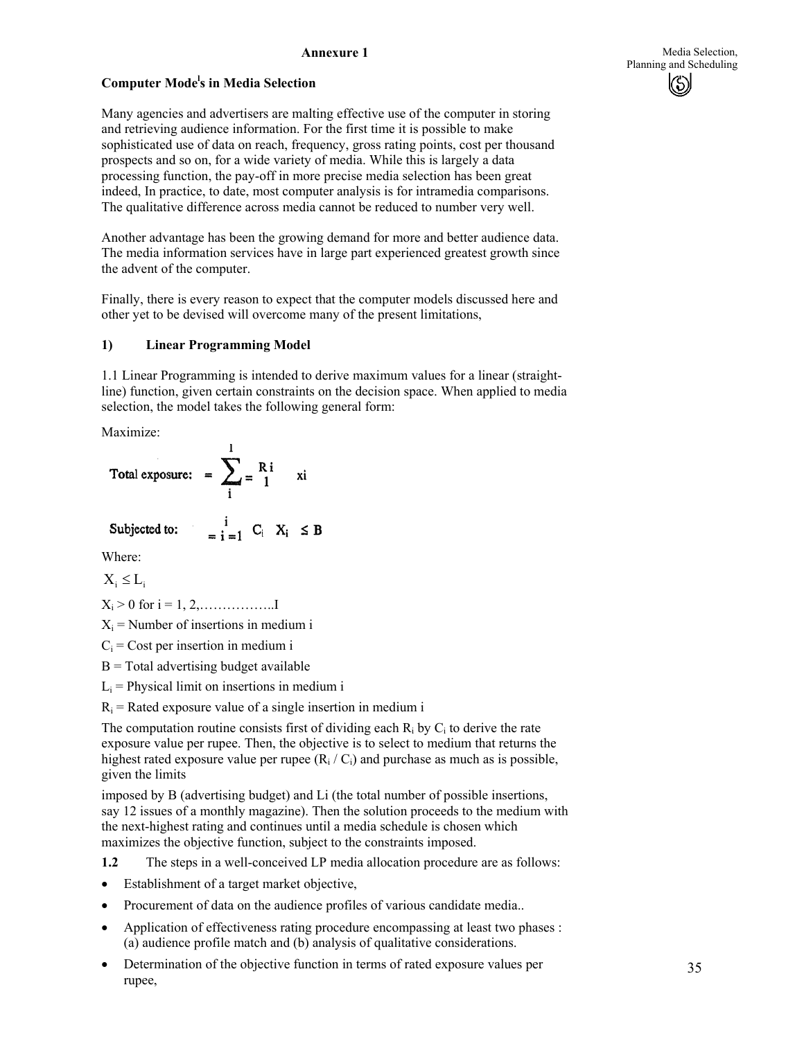**Annexure 1**

**Computer Models in Media Selection**

Many agencies and advertisers are malting effective use of the computer in storing and retrieving audience information. For the first time it is possible to make sophisticated use of data on reach, frequency, gross rating points, cost per thousand prospects and so on, for a wide variety of media. While this is largely a data processing function, the pay-off in more precise media selection has been great indeed, In practice, to date, most computer analysis is for intramedia comparisons. The qualitative difference across media cannot be reduced to number very well.

Another advantage has been the growing demand for more and better audience data. The media information services have in large part experienced greatest growth since the advent of the computer.

Finally, there is every reason to expect that the computer models discussed here and other yet to be devised will overcome many of the present limitations,

**1) Linear Programming Model**

1.1 Linear Programming is intended to derive maximum values for a linear (straight-line) function, given certain constraints on the decision space. When applied to media selection, the model takes the following general form:

Maximize:

$$\text{Total exposure:} = \sum_{i=1}^{I} R_i x_i$$

$$\text{Subjected to:} \quad \sum_{i=1}^{I} C_i X_i \leq B$$

Where:

$X_i \leq L_i$

$X_i > 0$ for $i = 1, 2, \ldots\ldots\ldots\ldots I$

$X_i$ = Number of insertions in medium i

$C_i$ = Cost per insertion in medium i

B = Total advertising budget available

$L_i$ = Physical limit on insertions in medium i

$R_i$ = Rated exposure value of a single insertion in medium i

The computation routine consists first of dividing each $R_i$ by $C_i$ to derive the rate exposure value per rupee. Then, the objective is to select to medium that returns the highest rated exposure value per rupee ($R_i / C_i$) and purchase as much as is possible, given the limits imposed by B (advertising budget) and Li (the total number of possible insertions, say 12 issues of a monthly magazine). Then the solution proceeds to the medium with the next-highest rating and continues until a media schedule is chosen which maximizes the objective function, subject to the constraints imposed.

**1.2** The steps in a well-conceived LP media allocation procedure are as follows:

- Establishment of a target market objective,
- Procurement of data on the audience profiles of various candidate media..
- Application of effectiveness rating procedure encompassing at least two phases : (a) audience profile match and (b) analysis of qualitative considerations.
- Determination of the objective function in terms of rated exposure values per rupee,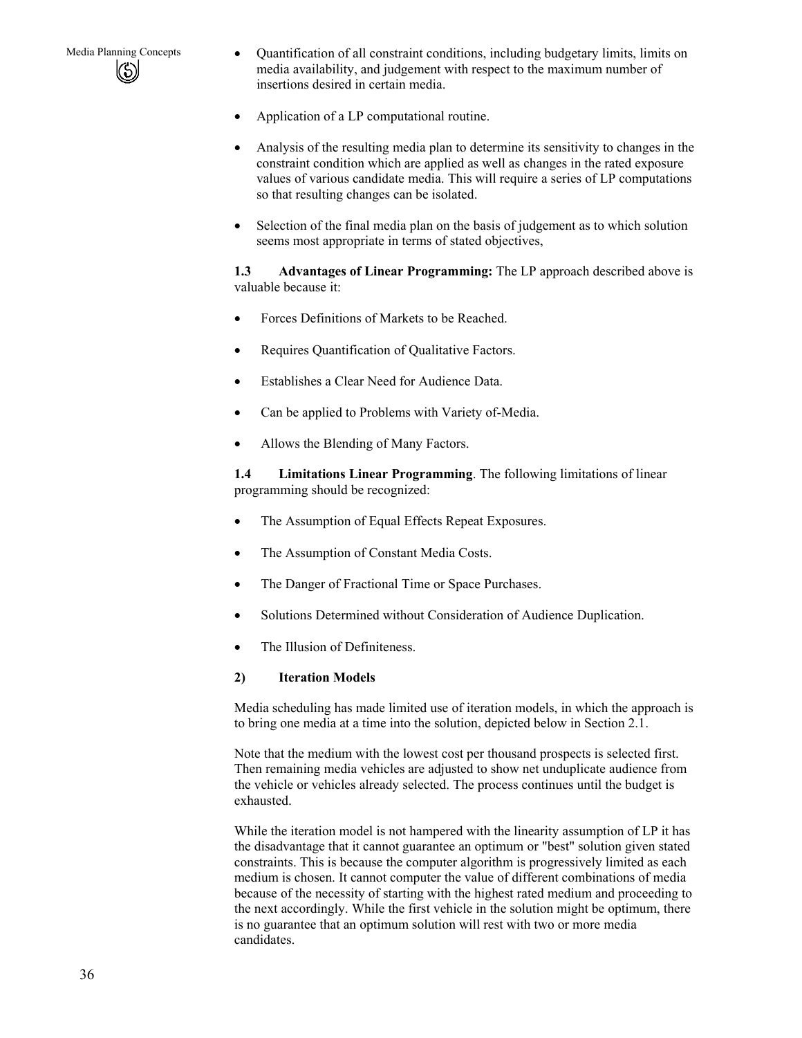- Quantification of all constraint conditions, including budgetary limits, limits on media availability, and judgement with respect to the maximum number of insertions desired in certain media.
- Application of a LP computational routine.
- Analysis of the resulting media plan to determine its sensitivity to changes in the constraint condition which are applied as well as changes in the rated exposure values of various candidate media. This will require a series of LP computations so that resulting changes can be isolated.
- Selection of the final media plan on the basis of judgement as to which solution seems most appropriate in terms of stated objectives,

**1.3 Advantages of Linear Programming:** The LP approach described above is valuable because it:

- Forces Definitions of Markets to be Reached.
- Requires Quantification of Qualitative Factors.
- Establishes a Clear Need for Audience Data.
- Can be applied to Problems with Variety of-Media.
- Allows the Blending of Many Factors.

**1.4 Limitations Linear Programming**. The following limitations of linear programming should be recognized:

- The Assumption of Equal Effects Repeat Exposures.
- The Assumption of Constant Media Costs.
- The Danger of Fractional Time or Space Purchases.
- Solutions Determined without Consideration of Audience Duplication.
- The Illusion of Definiteness.

**2) Iteration Models**

Media scheduling has made limited use of iteration models, in which the approach is to bring one media at a time into the solution, depicted below in Section 2.1.

Note that the medium with the lowest cost per thousand prospects is selected first. Then remaining media vehicles are adjusted to show net unduplicate audience from the vehicle or vehicles already selected. The process continues until the budget is exhausted.

While the iteration model is not hampered with the linearity assumption of LP it has the disadvantage that it cannot guarantee an optimum or "best" solution given stated constraints. This is because the computer algorithm is progressively limited as each medium is chosen. It cannot computer the value of different combinations of media because of the necessity of starting with the highest rated medium and proceeding to the next accordingly. While the first vehicle in the solution might be optimum, there is no guarantee that an optimum solution will rest with two or more media candidates.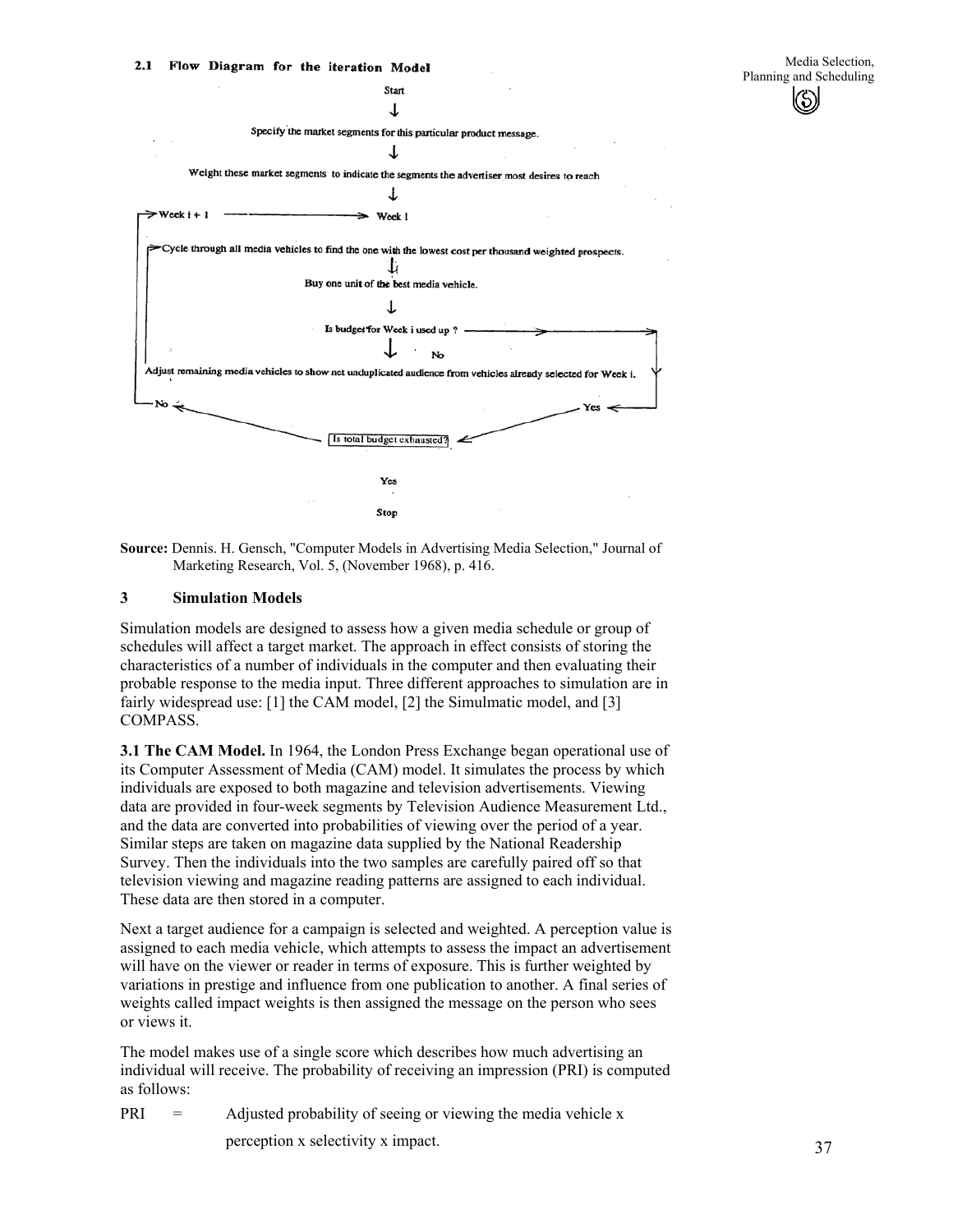### 2.1 Flow Diagram for the iteration Model

Start

Specify the market segments for this particular product message.

Weight these market segments to indicate the segments the advertiser most desires to reach

Week i + 1

Week 1

Cycle through all media vehicles to find the one with the lowest cost per thousand weighted prospects.

Buy one unit of the best media vehicle.

Is budget for Week i used up ?

No

Adjust remaining media vehicles to show net unduplicated audience from vehicles already selected for Week i.

No

Yes

Is total budget exhausted?

Yes

Stop

**Source:** Dennis. H. Gensch, "Computer Models in Advertising Media Selection," Journal of Marketing Research, Vol. 5, (November 1968), p. 416.

## 3 Simulation Models

Simulation models are designed to assess how a given media schedule or group of schedules will affect a target market. The approach in effect consists of storing the characteristics of a number of individuals in the computer and then evaluating their probable response to the media input. Three different approaches to simulation are in fairly widespread use: [1] the CAM model, [2] the Simulmatic model, and [3] COMPASS.

**3.1 The CAM Model.** In 1964, the London Press Exchange began operational use of its Computer Assessment of Media (CAM) model. It simulates the process by which individuals are exposed to both magazine and television advertisements. Viewing data are provided in four-week segments by Television Audience Measurement Ltd., and the data are converted into probabilities of viewing over the period of a year. Similar steps are taken on magazine data supplied by the National Readership Survey. Then the individuals into the two samples are carefully paired off so that television viewing and magazine reading patterns are assigned to each individual. These data are then stored in a computer.

Next a target audience for a campaign is selected and weighted. A perception value is assigned to each media vehicle, which attempts to assess the impact an advertisement will have on the viewer or reader in terms of exposure. This is further weighted by variations in prestige and influence from one publication to another. A final series of weights called impact weights is then assigned the message on the person who sees or views it.

The model makes use of a single score which describes how much advertising an individual will receive. The probability of receiving an impression (PRI) is computed as follows:

PRI = Adjusted probability of seeing or viewing the media vehicle x perception x selectivity x impact.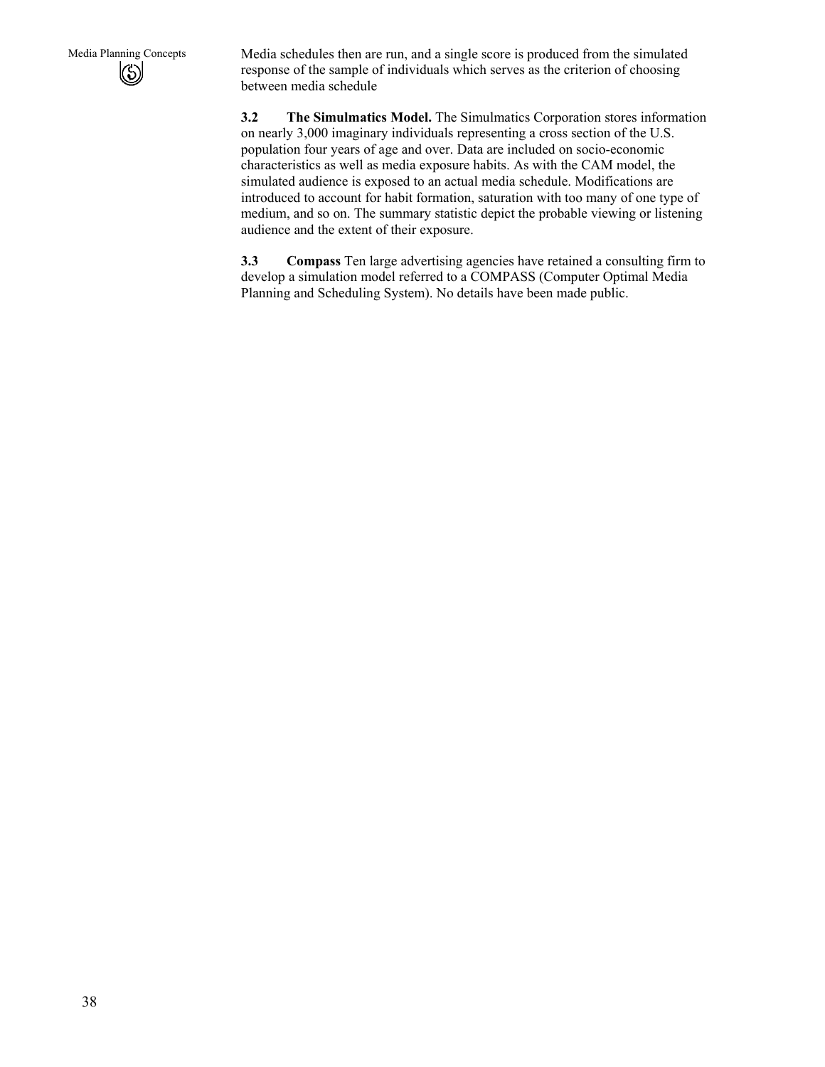Media schedules then are run, and a single score is produced from the simulated response of the sample of individuals which serves as the criterion of choosing between media schedule

**3.2 The Simulmatics Model.** The Simulmatics Corporation stores information on nearly 3,000 imaginary individuals representing a cross section of the U.S. population four years of age and over. Data are included on socio-economic characteristics as well as media exposure habits. As with the CAM model, the simulated audience is exposed to an actual media schedule. Modifications are introduced to account for habit formation, saturation with too many of one type of medium, and so on. The summary statistic depict the probable viewing or listening audience and the extent of their exposure.

**3.3 Compass** Ten large advertising agencies have retained a consulting firm to develop a simulation model referred to a COMPASS (Computer Optimal Media Planning and Scheduling System). No details have been made public.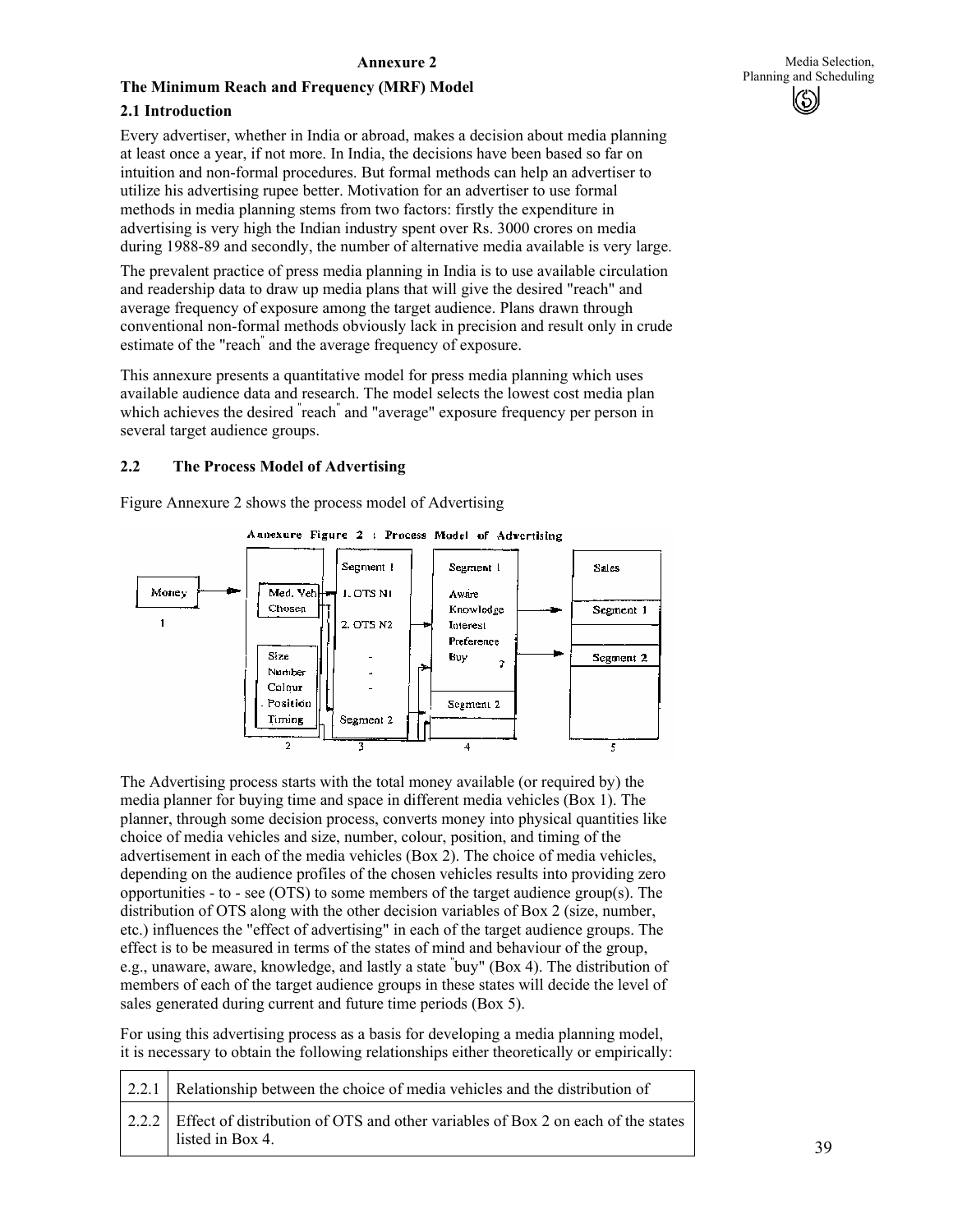## Annexure 2

### The Minimum Reach and Frequency (MRF) Model

### 2.1 Introduction

Every advertiser, whether in India or abroad, makes a decision about media planning at least once a year, if not more. In India, the decisions have been based so far on intuition and non-formal procedures. But formal methods can help an advertiser to utilize his advertising rupee better. Motivation for an advertiser to use formal methods in media planning stems from two factors: firstly the expenditure in advertising is very high the Indian industry spent over Rs. 3000 crores on media during 1988-89 and secondly, the number of alternative media available is very large.

The prevalent practice of press media planning in India is to use available circulation and readership data to draw up media plans that will give the desired "reach" and average frequency of exposure among the target audience. Plans drawn through conventional non-formal methods obviously lack in precision and result only in crude estimate of the "reach" and the average frequency of exposure.

This annexure presents a quantitative model for press media planning which uses available audience data and research. The model selects the lowest cost media plan which achieves the desired "reach" and "average" exposure frequency per person in several target audience groups.

### 2.2 The Process Model of Advertising

Figure Annexure 2 shows the process model of Advertising

Annexure Figure 2 : Process Model of Advertising

The Advertising process starts with the total money available (or required by) the media planner for buying time and space in different media vehicles (Box 1). The planner, through some decision process, converts money into physical quantities like choice of media vehicles and size, number, colour, position, and timing of the advertisement in each of the media vehicles (Box 2). The choice of media vehicles, depending on the audience profiles of the chosen vehicles results into providing zero opportunities - to - see (OTS) to some members of the target audience group(s). The distribution of OTS along with the other decision variables of Box 2 (size, number, etc.) influences the "effect of advertising" in each of the target audience groups. The effect is to be measured in terms of the states of mind and behaviour of the group, e.g., unaware, aware, knowledge, and lastly a state "buy" (Box 4). The distribution of members of each of the target audience groups in these states will decide the level of sales generated during current and future time periods (Box 5).

For using this advertising process as a basis for developing a media planning model, it is necessary to obtain the following relationships either theoretically or empirically:

| | |
|---|---|
| 2.2.1 | Relationship between the choice of media vehicles and the distribution of |
| 2.2.2 | Effect of distribution of OTS and other variables of Box 2 on each of the states listed in Box 4. |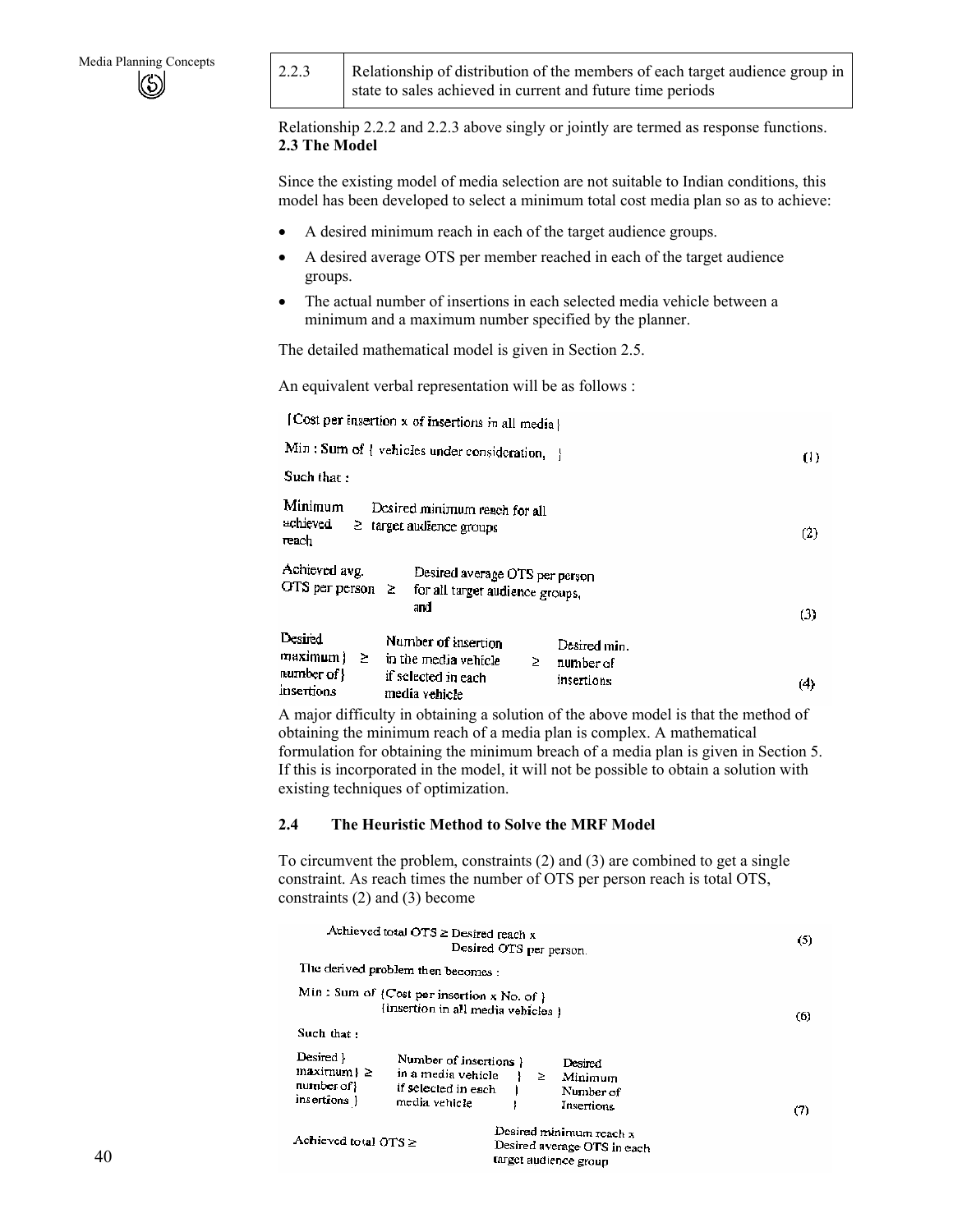| 2.2.3 | Relationship of distribution of the members of each target audience group in state to sales achieved in current and future time periods |
|---|---|

Relationship 2.2.2 and 2.2.3 above singly or jointly are termed as response functions.

**2.3 The Model**

Since the existing model of media selection are not suitable to Indian conditions, this model has been developed to select a minimum total cost media plan so as to achieve:

- A desired minimum reach in each of the target audience groups.
- A desired average OTS per member reached in each of the target audience groups.
- The actual number of insertions in each selected media vehicle between a minimum and a maximum number specified by the planner.

The detailed mathematical model is given in Section 2.5.

An equivalent verbal representation will be as follows :

Min : Sum of {Cost per insertion x of insertions in all media vehicles under consideration, } (1)

Such that :

Minimum achieved reach ≥ Desired minimum reach for all target audience groups (2)

Achieved avg. OTS per person ≥ Desired average OTS per person for all target audience groups, and (3)

Desired maximum number of insertions ≥ Number of insertion in the media vehicle if selected in each media vehicle ≥ Desired min. number of insertions (4)

A major difficulty in obtaining a solution of the above model is that the method of obtaining the minimum reach of a media plan is complex. A mathematical formulation for obtaining the minimum breach of a media plan is given in Section 5. If this is incorporated in the model, it will not be possible to obtain a solution with existing techniques of optimization.

### 2.4 The Heuristic Method to Solve the MRF Model

To circumvent the problem, constraints (2) and (3) are combined to get a single constraint. As reach times the number of OTS per person reach is total OTS, constraints (2) and (3) become

Achieved total OTS ≥ Desired reach x Desired OTS per person. (5)

The derived problem then becomes :

Min : Sum of {Cost per insertion x No. of insertion in all media vehicles } (6)

Such that :

Desired maximum number of insertions ≥ Number of insertions in a media vehicle if selected in each media vehicle ≥ Desired Minimum Number of Insertions (7)

Achieved total OTS ≥ Desired minimum reach x Desired average OTS in each target audience group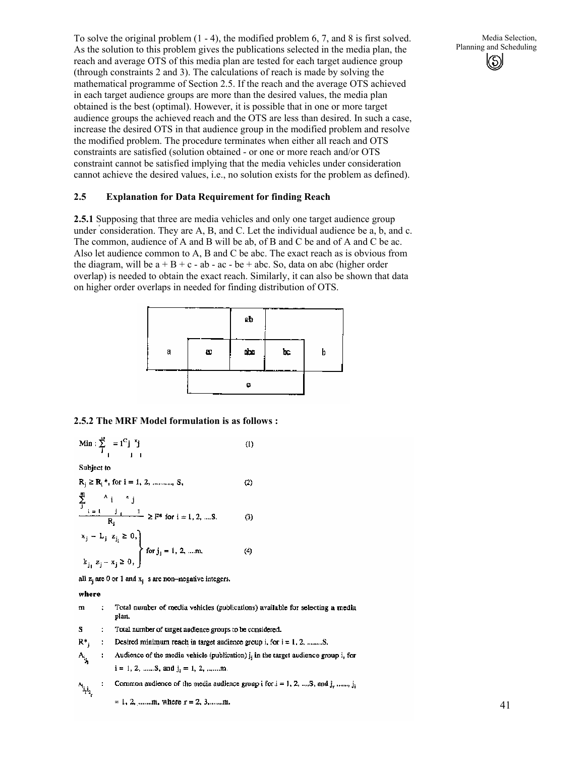To solve the original problem (1 - 4), the modified problem 6, 7, and 8 is first solved. As the solution to this problem gives the publications selected in the media plan, the reach and average OTS of this media plan are tested for each target audience group (through constraints 2 and 3). The calculations of reach is made by solving the mathematical programme of Section 2.5. If the reach and the average OTS achieved in each target audience groups are more than the desired values, the media plan obtained is the best (optimal). However, it is possible that in one or more target audience groups the achieved reach and the OTS are less than desired. In such a case, increase the desired OTS in that audience group in the modified problem and resolve the modified problem. The procedure terminates when either all reach and OTS constraints are satisfied (solution obtained - or one or more reach and/or OTS constraint cannot be satisfied implying that the media vehicles under consideration cannot achieve the desired values, i.e., no solution exists for the problem as defined).

## 2.5 Explanation for Data Requirement for finding Reach

**2.5.1** Supposing that three are media vehicles and only one target audience group under consideration. They are A, B, and C. Let the individual audience be a, b, and c. The common, audience of A and B will be ab, of B and C be and of A and C be ac. Also let audience common to A, B and C be abc. The exact reach as is obvious from the diagram, will be a + B + c - ab - ac - be + abc. So, data on abc (higher order overlap) is needed to obtain the exact reach. Similarly, it can also be shown that data on higher order overlaps in needed for finding distribution of OTS.

| | | ab | | |
|---|---|---|---|---|
| a | ac | abc | bc | b |
| | | c | | |

**2.5.2 The MRF Model formulation is as follows :**

$$\text{Min} : \sum_{j_1=1}^{m} C_{j_1} x_{j_1} \qquad (1)$$

Subject to

$$R_i \geq R_i^*, \text{ for } i = 1, 2, \ldots\ldots, S, \qquad (2)$$

$$\frac{\sum_{j_1=1}^{m} A_{i j_1} x_{j_1}}{R_i} \geq F^* \text{ for } i = 1, 2, \ldots S. \qquad (3)$$

$$\left.\begin{aligned} x_{j_1} - L_{j_1} z_{j_1} &\geq 0, \\ k_{j_1} z_{j_1} - x_{j_1} &\geq 0, \end{aligned}\right\} \text{ for } j_1 = 1, 2, \ldots m, \qquad (4)$$

all $z_j$ are 0 or 1 and $x_j$ s are non-negative integers.

**where**

m : Total number of media vehicles (publications) available for selecting a media plan.

S : Total number of target audience groups to be considered.

$R^*_j$ : Desired minimum reach in target audience group i. for i = 1, 2, ........S.

$A_{i j_1}$ : Audience of the media vehicle (publication) $j_1$ in the target audience group i, for i = 1, 2, ......S, and $j_1$ = 1, 2, .......m.

$A_{i j_1 j_2 \ldots j_r}$ : Common audience of the media audience group i for i = 1, 2, ....S, and $j_r$ ......, $j_1$ = 1, 2, .......m, where r = 2, 3,.......m.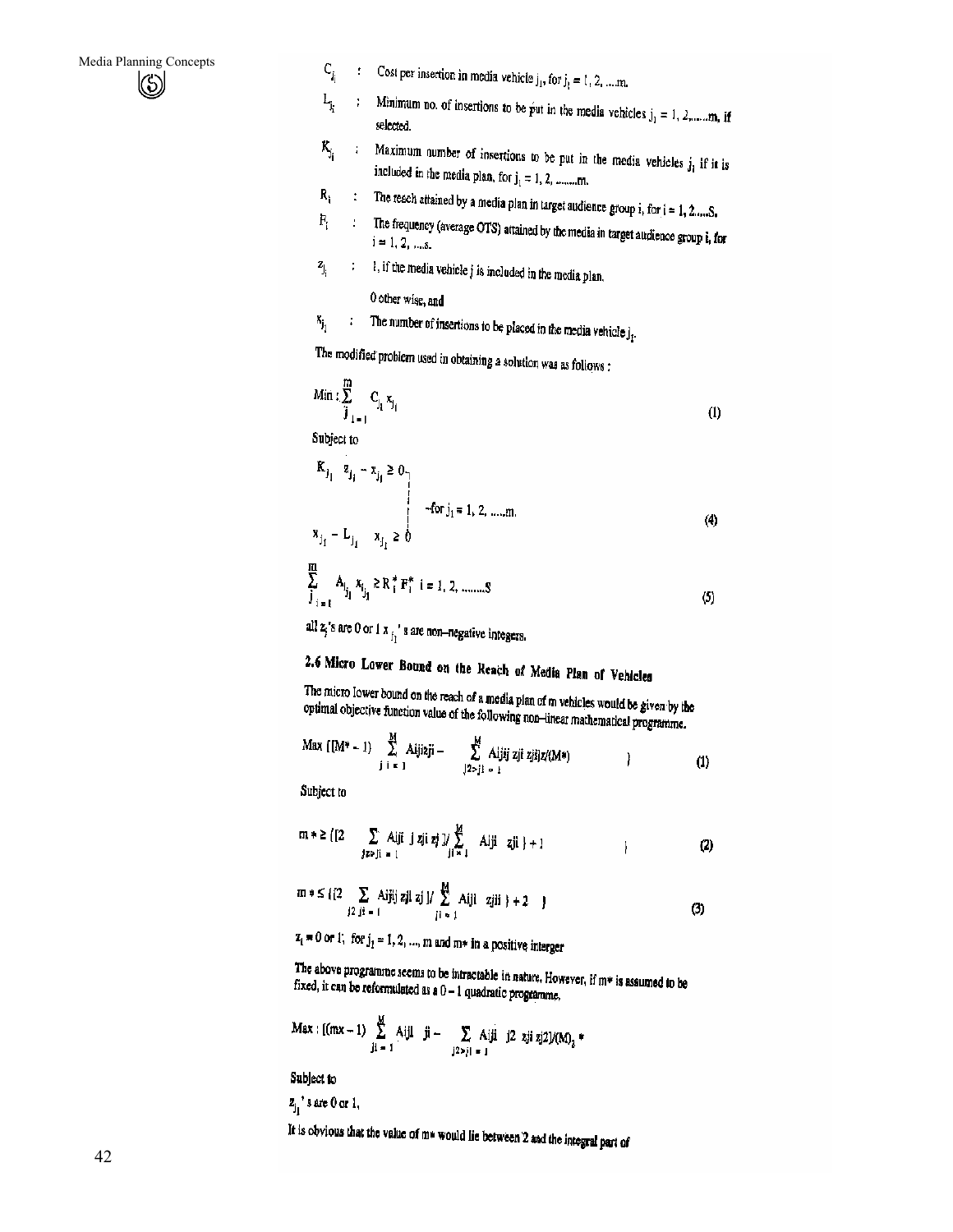$C_{j_1}$ : Cost per insertion in media vehicle $j_1$, for $j_1 = 1, 2, \ldots m$.

$L_{j_1}$ ; Minimum no. of insertions to be put in the media vehicles $j_1 = 1, 2, \ldots m$, if selected.

$K_{j_1}$ : Maximum number of insertions to be put in the media vehicles $j_1$ if it is included in the media plan, for $j_1 = 1, 2, \ldots m$.

$R_i$ : The reach attained by a media plan in target audience group i, for $i = 1, 2, \ldots S$,

$F_i$ : The frequency (average OTS) attained by the media in target audience group i, for $i = 1, 2, \ldots s$.

$z_{j_1}$ : 1, if the media vehicle j is included in the media plan.

0 other wise, and

$x_{j_1}$ : The number of insertions to be placed in the media vehicle $j_1$.

The modified problem used in obtaining a solution was as follows :

$$\text{Min} : \sum_{j_1=1}^{m} C_{j_1} x_{j_1} \tag{1}$$

Subject to

$$\left.\begin{aligned} K_{j_1} \; z_{j_1} - x_{j_1} \geq 0 \\ x_{j_1} - L_{j_1} \quad x_{j_1} \geq 0 \end{aligned}\right\} \text{for } j_1 = 1, 2, \ldots m. \tag{4}$$

$$\sum_{j_1=1}^{m} A_{ij_1} \, x_{ij_1} \geq R_i^* F_i^* \quad i = 1, 2, \ldots S \tag{5}$$

all $z_j$'s are 0 or 1 $x_{j_1}$'s are non-negative integers.

## 2.6 Micro Lower Bound on the Reach of Media Plan of Vehicles

The micro lower bound on the reach of a media plan of m vehicles would be given by the optimal objective function value of the following non-linear mathematical programme.

$$\text{Max } \{[M^* - 1) \sum_{j_1=1}^{M} \text{Aiji}z\text{ji} - \sum_{j2>j1=1}^{M} \text{Aijij zji zjijz}/(M^*) \} \tag{1}$$

Subject to

$$m^* \geq \{[2 \sum_{j2>j1=1} \text{Aiji j zji zj}]/ \sum_{j1=1}^{M} \text{Aiji zji}\} + 1 \} \tag{2}$$

$$m^* \leq \{[2 \sum_{j2\,j1=1} \text{Aijij zjl zj}]/ \sum_{j1=1}^{M} \text{Aijl zjii}\} + 2 \} \tag{3}$$

$z_1 = 0$ or 1; for $j_1 = 1, 2, \ldots, m$ and $m^*$ in a positive interger

The above programme seems to be intractable in nature. However, if m* is assumed to be fixed, it can be reformulated as a 0 – 1 quadratic programme.

$$\text{Max} : [(mx - 1) \sum_{j1=1}^{M} \text{Aijl ji} - \sum_{j2>j1=1} \text{Aiji j2 zji zj2}]/(M)_2^*$$

Subject to

$z_{j_1}$'s are 0 or 1,

It is obvious that the value of m* would lie between 2 and the integral part of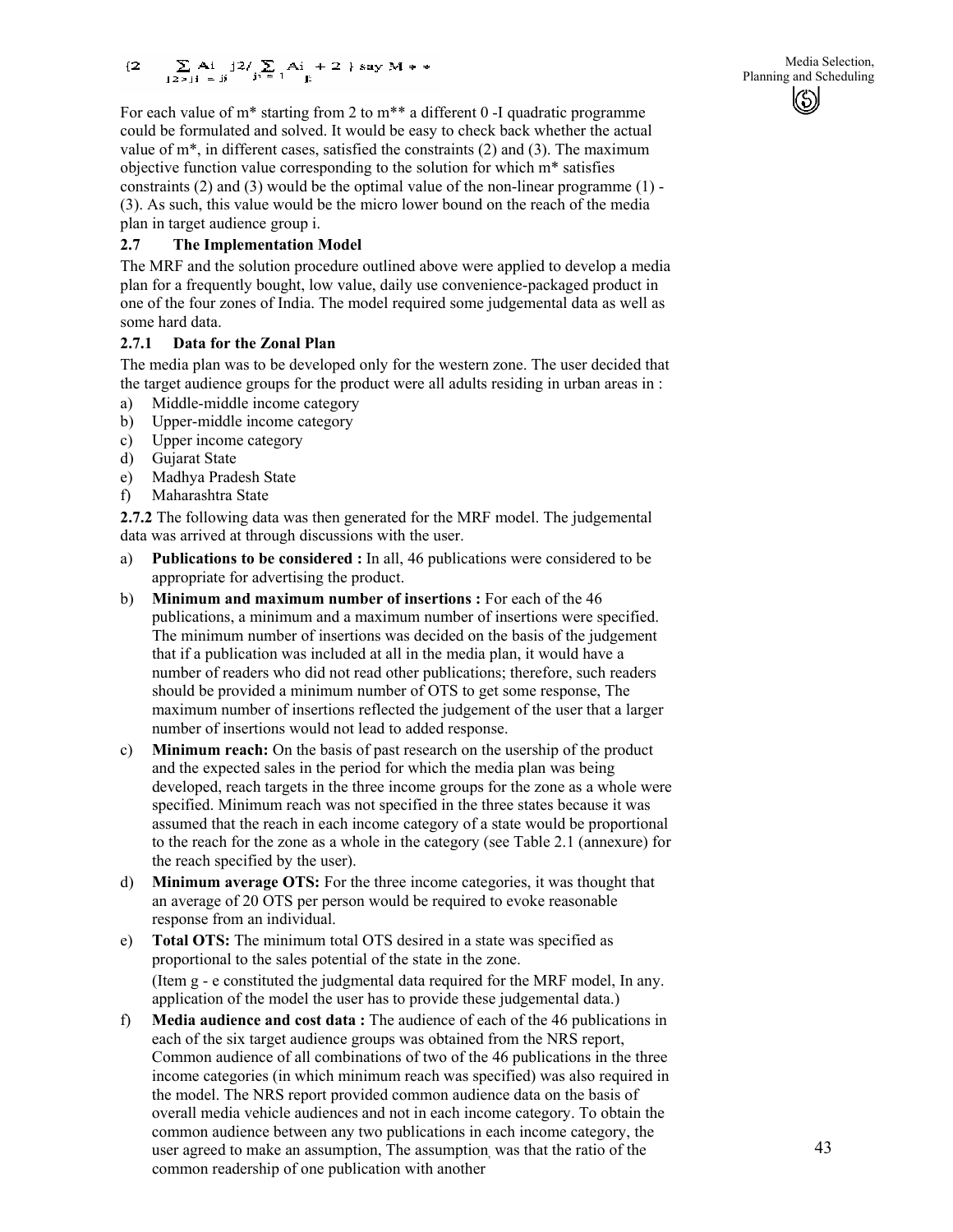$$\{2 \quad \sum_{j2>j1=j1} Ai \quad j2 / \sum_{j1=1} Ai_{p} + 2\} \text{ say } M**$$

For each value of m* starting from 2 to m** a different 0 -I quadratic programme could be formulated and solved. It would be easy to check back whether the actual value of m*, in different cases, satisfied the constraints (2) and (3). The maximum objective function value corresponding to the solution for which m* satisfies constraints (2) and (3) would be the optimal value of the non-linear programme (1) - (3). As such, this value would be the micro lower bound on the reach of the media plan in target audience group i.

## 2.7 The Implementation Model

The MRF and the solution procedure outlined above were applied to develop a media plan for a frequently bought, low value, daily use convenience-packaged product in one of the four zones of India. The model required some judgemental data as well as some hard data.

### 2.7.1 Data for the Zonal Plan

The media plan was to be developed only for the western zone. The user decided that the target audience groups for the product were all adults residing in urban areas in :

a) Middle-middle income category
b) Upper-middle income category
c) Upper income category
d) Gujarat State
e) Madhya Pradesh State
f) Maharashtra State

**2.7.2** The following data was then generated for the MRF model. The judgemental data was arrived at through discussions with the user.

a) **Publications to be considered :** In all, 46 publications were considered to be appropriate for advertising the product.

b) **Minimum and maximum number of insertions :** For each of the 46 publications, a minimum and a maximum number of insertions were specified. The minimum number of insertions was decided on the basis of the judgement that if a publication was included at all in the media plan, it would have a number of readers who did not read other publications; therefore, such readers should be provided a minimum number of OTS to get some response, The maximum number of insertions reflected the judgement of the user that a larger number of insertions would not lead to added response.

c) **Minimum reach:** On the basis of past research on the usership of the product and the expected sales in the period for which the media plan was being developed, reach targets in the three income groups for the zone as a whole were specified. Minimum reach was not specified in the three states because it was assumed that the reach in each income category of a state would be proportional to the reach for the zone as a whole in the category (see Table 2.1 (annexure) for the reach specified by the user).

d) **Minimum average OTS:** For the three income categories, it was thought that an average of 20 OTS per person would be required to evoke reasonable response from an individual.

e) **Total OTS:** The minimum total OTS desired in a state was specified as proportional to the sales potential of the state in the zone.

   (Item g - e constituted the judgmental data required for the MRF model, In any. application of the model the user has to provide these judgemental data.)

f) **Media audience and cost data :** The audience of each of the 46 publications in each of the six target audience groups was obtained from the NRS report, Common audience of all combinations of two of the 46 publications in the three income categories (in which minimum reach was specified) was also required in the model. The NRS report provided common audience data on the basis of overall media vehicle audiences and not in each income category. To obtain the common audience between any two publications in each income category, the user agreed to make an assumption, The assumption, was that the ratio of the common readership of one publication with another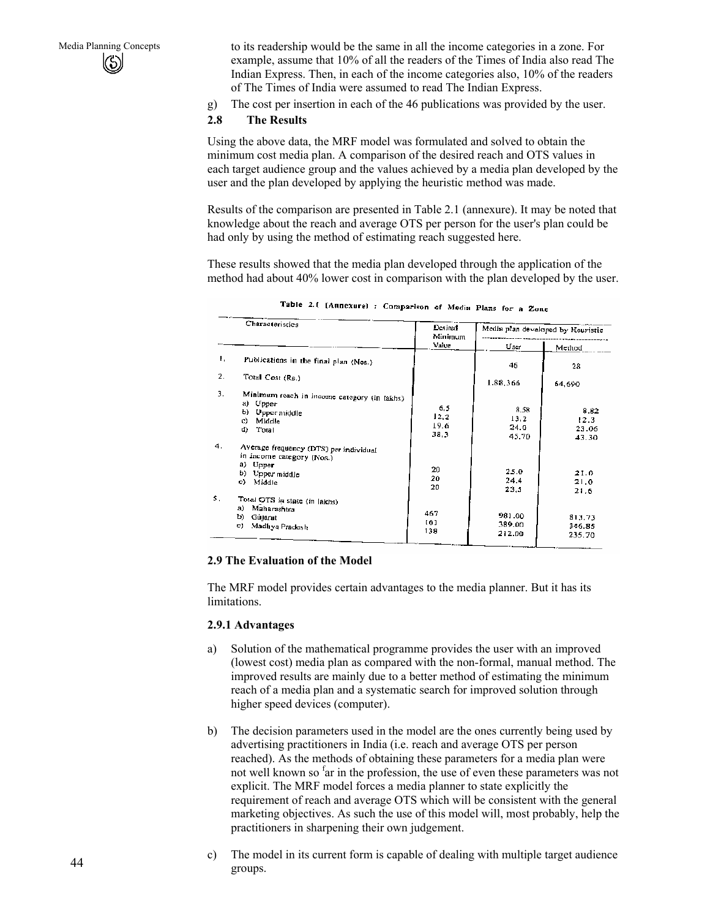to its readership would be the same in all the income categories in a zone. For example, assume that 10% of all the readers of the Times of India also read The Indian Express. Then, in each of the income categories also, 10% of the readers of The Times of India were assumed to read The Indian Express.

g) The cost per insertion in each of the 46 publications was provided by the user.

## 2.8 The Results

Using the above data, the MRF model was formulated and solved to obtain the minimum cost media plan. A comparison of the desired reach and OTS values in each target audience group and the values achieved by a media plan developed by the user and the plan developed by applying the heuristic method was made.

Results of the comparison are presented in Table 2.1 (annexure). It may be noted that knowledge about the reach and average OTS per person for the user's plan could be had only by using the method of estimating reach suggested here.

These results showed that the media plan developed through the application of the method had about 40% lower cost in comparison with the plan developed by the user.

**Table 2.1 (Annexure) : Comparison of Media Plans for a Zone**

| | Characteristics | Desired Minimum Value | Media plan developed by Heuristic | |
|---|---|---|---|---|
| | | | User | Method |
| 1. | Publications in the final plan (Nos.) | | 46 | 28 |
| 2. | Total Cost (Rs.) | | 1,88,366 | 64,690 |
| 3. | Minimum reach in income category (in lakhs) | | | |
| | a) Upper | 6.5 | 8.58 | 8.82 |
| | b) Upper middle | 12.2 | 13.2 | 12.3 |
| | c) Middle | 19.6 | 24.0 | 23.06 |
| | d) Total | 38.3 | 45.70 | 43.30 |
| 4. | Average frequency (OTS) per individual in income category (Nos.) | | | |
| | a) Upper | 20 | 25.0 | 21.0 |
| | b) Upper middle | 20 | 24.4 | 21.0 |
| | c) Middle | 20 | 23.3 | 21.6 |
| 5. | Total OTS in state (in lakhs) | | | |
| | a) Maharashtra | 467 | 981.00 | 813.73 |
| | b) Gujarat | 161 | 389.00 | 346.85 |
| | c) Madhya Pradesh | 138 | 212.00 | 235.70 |

### 2.9 The Evaluation of the Model

The MRF model provides certain advantages to the media planner. But it has its limitations.

#### 2.9.1 Advantages

a) Solution of the mathematical programme provides the user with an improved (lowest cost) media plan as compared with the non-formal, manual method. The improved results are mainly due to a better method of estimating the minimum reach of a media plan and a systematic search for improved solution through higher speed devices (computer).

b) The decision parameters used in the model are the ones currently being used by advertising practitioners in India (i.e. reach and average OTS per person reached). As the methods of obtaining these parameters for a media plan were not well known so far in the profession, the use of even these parameters was not explicit. The MRF model forces a media planner to state explicitly the requirement of reach and average OTS which will be consistent with the general marketing objectives. As such the use of this model will, most probably, help the practitioners in sharpening their own judgement.

c) The model in its current form is capable of dealing with multiple target audience groups.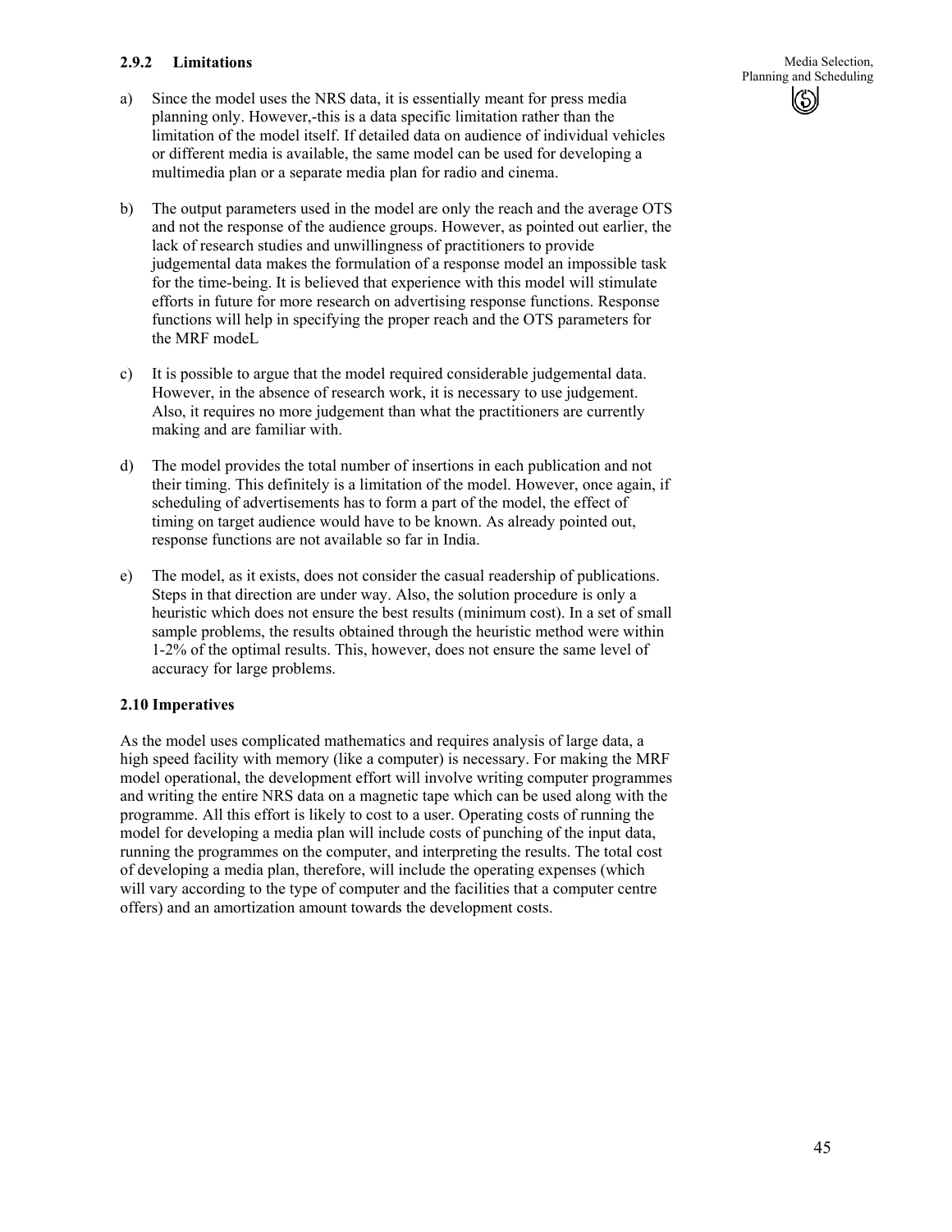### 2.9.2 Limitations

a) Since the model uses the NRS data, it is essentially meant for press media planning only. However,-this is a data specific limitation rather than the limitation of the model itself. If detailed data on audience of individual vehicles or different media is available, the same model can be used for developing a multimedia plan or a separate media plan for radio and cinema.

b) The output parameters used in the model are only the reach and the average OTS and not the response of the audience groups. However, as pointed out earlier, the lack of research studies and unwillingness of practitioners to provide judgemental data makes the formulation of a response model an impossible task for the time-being. It is believed that experience with this model will stimulate efforts in future for more research on advertising response functions. Response functions will help in specifying the proper reach and the OTS parameters for the MRF modeL

c) It is possible to argue that the model required considerable judgemental data. However, in the absence of research work, it is necessary to use judgement. Also, it requires no more judgement than what the practitioners are currently making and are familiar with.

d) The model provides the total number of insertions in each publication and not their timing. This definitely is a limitation of the model. However, once again, if scheduling of advertisements has to form a part of the model, the effect of timing on target audience would have to be known. As already pointed out, response functions are not available so far in India.

e) The model, as it exists, does not consider the casual readership of publications. Steps in that direction are under way. Also, the solution procedure is only a heuristic which does not ensure the best results (minimum cost). In a set of small sample problems, the results obtained through the heuristic method were within 1-2% of the optimal results. This, however, does not ensure the same level of accuracy for large problems.

### 2.10 Imperatives

As the model uses complicated mathematics and requires analysis of large data, a high speed facility with memory (like a computer) is necessary. For making the MRF model operational, the development effort will involve writing computer programmes and writing the entire NRS data on a magnetic tape which can be used along with the programme. All this effort is likely to cost to a user. Operating costs of running the model for developing a media plan will include costs of punching of the input data, running the programmes on the computer, and interpreting the results. The total cost of developing a media plan, therefore, will include the operating expenses (which will vary according to the type of computer and the facilities that a computer centre offers) and an amortization amount towards the development costs.